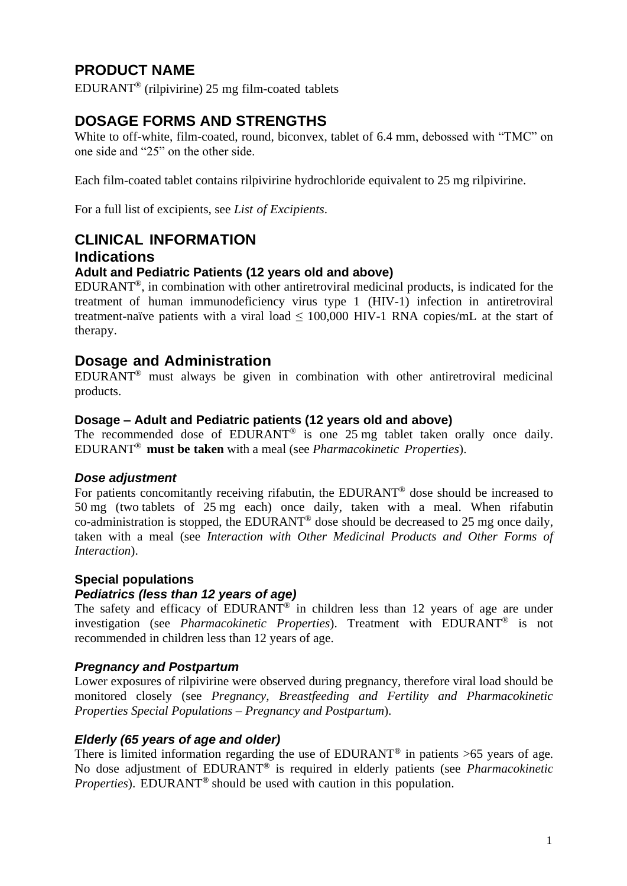# PRODUCT NAME

EDURANT® (rilpivirine) 25 mg film-coated tablets

# DOSAGE FORMS AND STRENGTHS

White to off-white, film-coated, round, biconvex, tablet of 6.4 mm, debossed with "TMC" on one side and "25" on the other side.

Each film-coated tablet contains rilpivirine hydrochloride equivalent to 25 mg rilpivirine.

For a full list of excipients, see *List of Excipients*.

# CLINICAL INFORMATION

## Indications

### Adult and Pediatric Patients (12 years old and above)

EDURANT®, in combination with other antiretroviral medicinal products, is indicated for the treatment of human immunodeficiency virus type 1 (HIV-1) infection in antiretroviral treatment-naïve patients with a viral load ≤ 100,000 HIV-1 RNA copies/mL at the start of therapy.

## Dosage and Administration

EDURANT® must always be given in combination with other antiretroviral medicinal products.

### Dosage – Adult and Pediatric patients (12 years old and above)

The recommended dose of EDURANT® is one 25 mg tablet taken orally once daily. EDURANT® **must be taken** with a meal (see *Pharmacokinetic Properties*).

#### *Dose adjustment*

For patients concomitantly receiving rifabutin, the EDURANT® dose should be increased to 50 mg (two tablets of 25 mg each) once daily, taken with a meal. When rifabutin co-administration is stopped, the EDURANT® dose should be decreased to 25 mg once daily, taken with a meal (see *Interaction with Other Medicinal Products and Other Forms of Interaction*).

### Special populations

#### *Pediatrics (less than 12 years of age)*

The safety and efficacy of EDURANT® in children less than 12 years of age are under investigation (see *Pharmacokinetic Properties*). Treatment with EDURANT® is not recommended in children less than 12 years of age.

#### *Pregnancy and Postpartum*

Lower exposures of rilpivirine were observed during pregnancy, therefore viral load should be monitored closely (see *Pregnancy, Breastfeeding and Fertility and Pharmacokinetic Properties Special Populations – Pregnancy and Postpartum*).

#### *Elderly (65 years of age and older)*

There is limited information regarding the use of EDURANT® in patients >65 years of age. No dose adjustment of EDURANT® is required in elderly patients (see *Pharmacokinetic Properties*). EDURANT® should be used with caution in this population.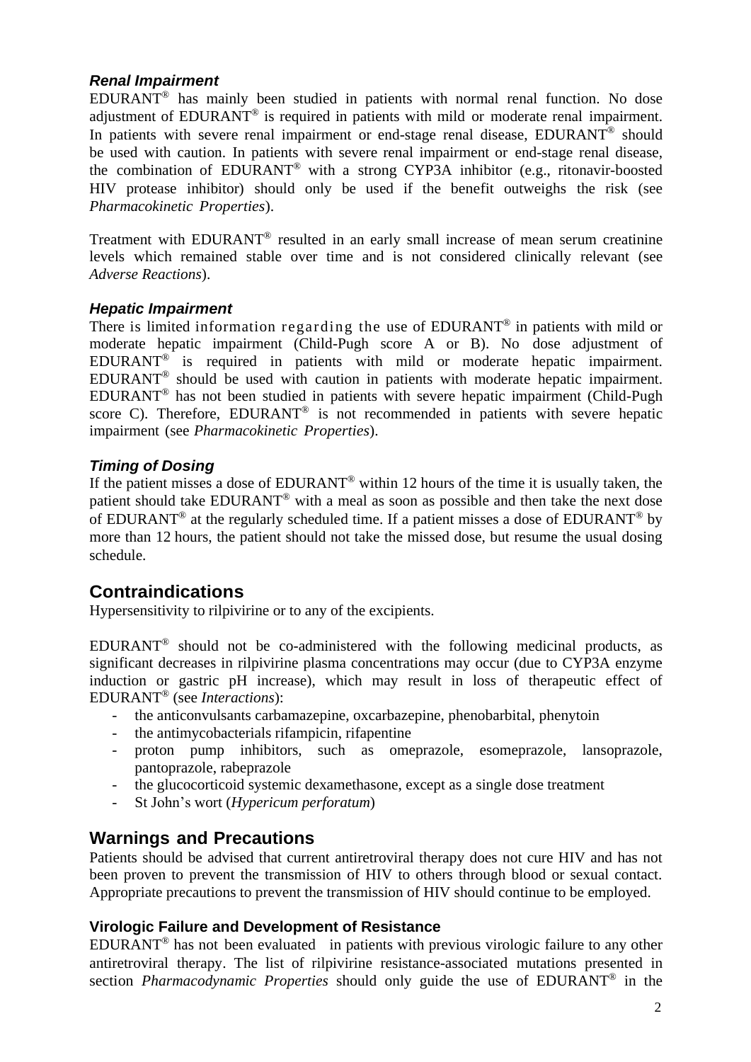### *Renal Impairment*

EDURANT® has mainly been studied in patients with normal renal function. No dose adjustment of EDURANT® is required in patients with mild or moderate renal impairment. In patients with severe renal impairment or end-stage renal disease, EDURANT® should be used with caution. In patients with severe renal impairment or end-stage renal disease, the combination of EDURANT® with a strong CYP3A inhibitor (e.g., ritonavir-boosted HIV protease inhibitor) should only be used if the benefit outweighs the risk (see *Pharmacokinetic Properties*).

Treatment with EDURANT® resulted in an early small increase of mean serum creatinine levels which remained stable over time and is not considered clinically relevant (see *Adverse Reactions*).

### *Hepatic Impairment*

There is limited information regarding the use of EDURANT® in patients with mild or moderate hepatic impairment (Child-Pugh score A or B). No dose adjustment of EDURANT® is required in patients with mild or moderate hepatic impairment. EDURANT® should be used with caution in patients with moderate hepatic impairment. EDURANT® has not been studied in patients with severe hepatic impairment (Child-Pugh score C). Therefore, EDURANT® is not recommended in patients with severe hepatic impairment (see *Pharmacokinetic Properties*).

### *Timing of Dosing*

If the patient misses a dose of EDURANT® within 12 hours of the time it is usually taken, the patient should take EDURANT® with a meal as soon as possible and then take the next dose of EDURANT® at the regularly scheduled time. If a patient misses a dose of EDURANT® by more than 12 hours, the patient should not take the missed dose, but resume the usual dosing schedule.

## Contraindications

Hypersensitivity to rilpivirine or to any of the excipients.

EDURANT® should not be co-administered with the following medicinal products, as significant decreases in rilpivirine plasma concentrations may occur (due to CYP3A enzyme induction or gastric pH increase), which may result in loss of therapeutic effect of EDURANT® (see *Interactions*):

- the anticonvulsants carbamazepine, oxcarbazepine, phenobarbital, phenytoin
- the antimycobacterials rifampicin, rifapentine
- proton pump inhibitors, such as omeprazole, esomeprazole, lansoprazole, pantoprazole, rabeprazole
- the glucocorticoid systemic dexamethasone, except as a single dose treatment
- St John's wort (*Hypericum perforatum*)

## Warnings and Precautions

Patients should be advised that current antiretroviral therapy does not cure HIV and has not been proven to prevent the transmission of HIV to others through blood or sexual contact. Appropriate precautions to prevent the transmission of HIV should continue to be employed.

### Virologic Failure and Development of Resistance

EDURANT® has not been evaluated in patients with previous virologic failure to any other antiretroviral therapy. The list of rilpivirine resistance-associated mutations presented in section *Pharmacodynamic Properties* should only guide the use of EDURANT® in the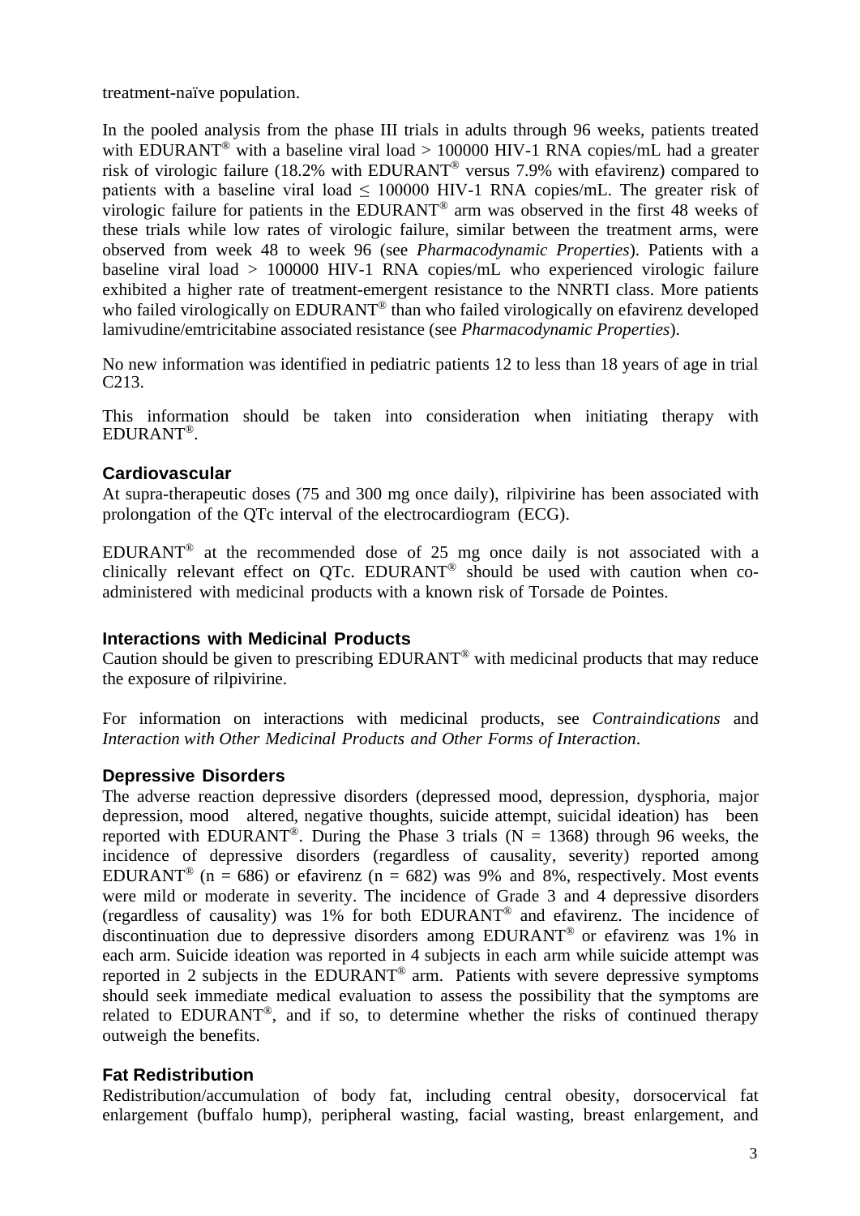treatment-naïve population.

In the pooled analysis from the phase III trials in adults through 96 weeks, patients treated with EDURANT® with a baseline viral load > 100000 HIV-1 RNA copies/mL had a greater risk of virologic failure (18.2% with EDURANT® versus 7.9% with efavirenz) compared to patients with a baseline viral load ≤ 100000 HIV-1 RNA copies/mL. The greater risk of virologic failure for patients in the EDURANT® arm was observed in the first 48 weeks of these trials while low rates of virologic failure, similar between the treatment arms, were observed from week 48 to week 96 (see *Pharmacodynamic Properties*). Patients with a baseline viral load > 100000 HIV-1 RNA copies/mL who experienced virologic failure exhibited a higher rate of treatment-emergent resistance to the NNRTI class. More patients who failed virologically on EDURANT® than who failed virologically on efavirenz developed lamivudine/emtricitabine associated resistance (see *Pharmacodynamic Properties*).

No new information was identified in pediatric patients 12 to less than 18 years of age in trial C213.

This information should be taken into consideration when initiating therapy with EDURANT®.

### Cardiovascular

At supra-therapeutic doses (75 and 300 mg once daily), rilpivirine has been associated with prolongation of the QTc interval of the electrocardiogram (ECG).

EDURANT® at the recommended dose of 25 mg once daily is not associated with a clinically relevant effect on QTc. EDURANT® should be used with caution when co-administered with medicinal products with a known risk of Torsade de Pointes.

### Interactions with Medicinal Products

Caution should be given to prescribing EDURANT® with medicinal products that may reduce the exposure of rilpivirine.

For information on interactions with medicinal products, see *Contraindications* and *Interaction with Other Medicinal Products and Other Forms of Interaction*.

### Depressive Disorders

The adverse reaction depressive disorders (depressed mood, depression, dysphoria, major depression, mood altered, negative thoughts, suicide attempt, suicidal ideation) has been reported with EDURANT®. During the Phase 3 trials (N = 1368) through 96 weeks, the incidence of depressive disorders (regardless of causality, severity) reported among EDURANT® (n = 686) or efavirenz (n = 682) was 9% and 8%, respectively. Most events were mild or moderate in severity. The incidence of Grade 3 and 4 depressive disorders (regardless of causality) was 1% for both EDURANT® and efavirenz. The incidence of discontinuation due to depressive disorders among EDURANT® or efavirenz was 1% in each arm. Suicide ideation was reported in 4 subjects in each arm while suicide attempt was reported in 2 subjects in the EDURANT® arm. Patients with severe depressive symptoms should seek immediate medical evaluation to assess the possibility that the symptoms are related to EDURANT®, and if so, to determine whether the risks of continued therapy outweigh the benefits.

### Fat Redistribution

Redistribution/accumulation of body fat, including central obesity, dorsocervical fat enlargement (buffalo hump), peripheral wasting, facial wasting, breast enlargement, and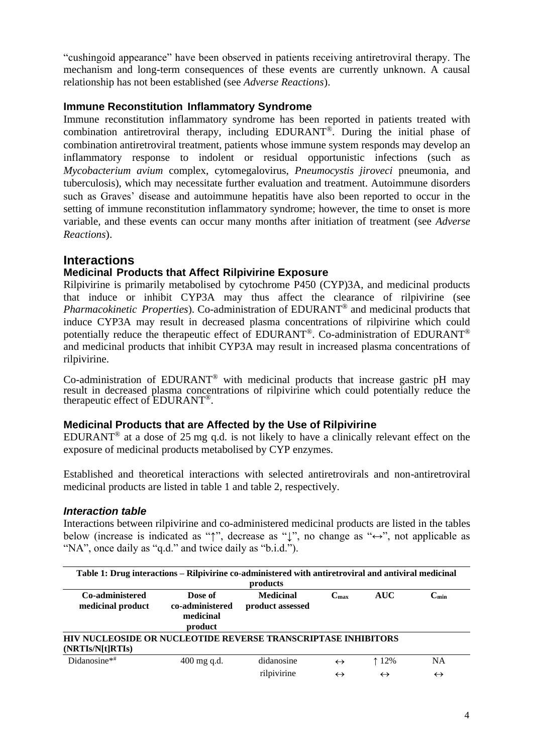"cushingoid appearance" have been observed in patients receiving antiretroviral therapy. The mechanism and long-term consequences of these events are currently unknown. A causal relationship has not been established (see *Adverse Reactions*).

### Immune Reconstitution Inflammatory Syndrome

Immune reconstitution inflammatory syndrome has been reported in patients treated with combination antiretroviral therapy, including EDURANT®. During the initial phase of combination antiretroviral treatment, patients whose immune system responds may develop an inflammatory response to indolent or residual opportunistic infections (such as *Mycobacterium avium* complex, cytomegalovirus, *Pneumocystis jiroveci* pneumonia, and tuberculosis), which may necessitate further evaluation and treatment. Autoimmune disorders such as Graves' disease and autoimmune hepatitis have also been reported to occur in the setting of immune reconstitution inflammatory syndrome; however, the time to onset is more variable, and these events can occur many months after initiation of treatment (see *Adverse Reactions*).

## Interactions

### Medicinal Products that Affect Rilpivirine Exposure

Rilpivirine is primarily metabolised by cytochrome P450 (CYP)3A, and medicinal products that induce or inhibit CYP3A may thus affect the clearance of rilpivirine (see *Pharmacokinetic Properties*). Co-administration of EDURANT® and medicinal products that induce CYP3A may result in decreased plasma concentrations of rilpivirine which could potentially reduce the therapeutic effect of EDURANT®. Co-administration of EDURANT® and medicinal products that inhibit CYP3A may result in increased plasma concentrations of rilpivirine.

Co-administration of EDURANT® with medicinal products that increase gastric pH may result in decreased plasma concentrations of rilpivirine which could potentially reduce the therapeutic effect of EDURANT®.

### Medicinal Products that are Affected by the Use of Rilpivirine

EDURANT® at a dose of 25 mg q.d. is not likely to have a clinically relevant effect on the exposure of medicinal products metabolised by CYP enzymes.

Established and theoretical interactions with selected antiretrovirals and non-antiretroviral medicinal products are listed in table 1 and table 2, respectively.

#### *Interaction table*

Interactions between rilpivirine and co-administered medicinal products are listed in the tables below (increase is indicated as "↑", decrease as "↓", no change as "↔", not applicable as "NA", once daily as "q.d." and twice daily as "b.i.d.").

**Table 1: Drug interactions – Rilpivirine co-administered with antiretroviral and antiviral medicinal products**

| Co-administered medicinal product | Dose of co-administered medicinal product | Medicinal product assessed | $C_{max}$ | AUC | $C_{min}$ |
|---|---|---|---|---|---|
| **HIV NUCLEOSIDE OR NUCLEOTIDE REVERSE TRANSCRIPTASE INHIBITORS (NRTIs/N[t]RTIs)** | | | | | |
| Didanosine*# | 400 mg q.d. | didanosine | ↔ | ↑ 12% | NA |
| | | rilpivirine | ↔ | ↔ | ↔ |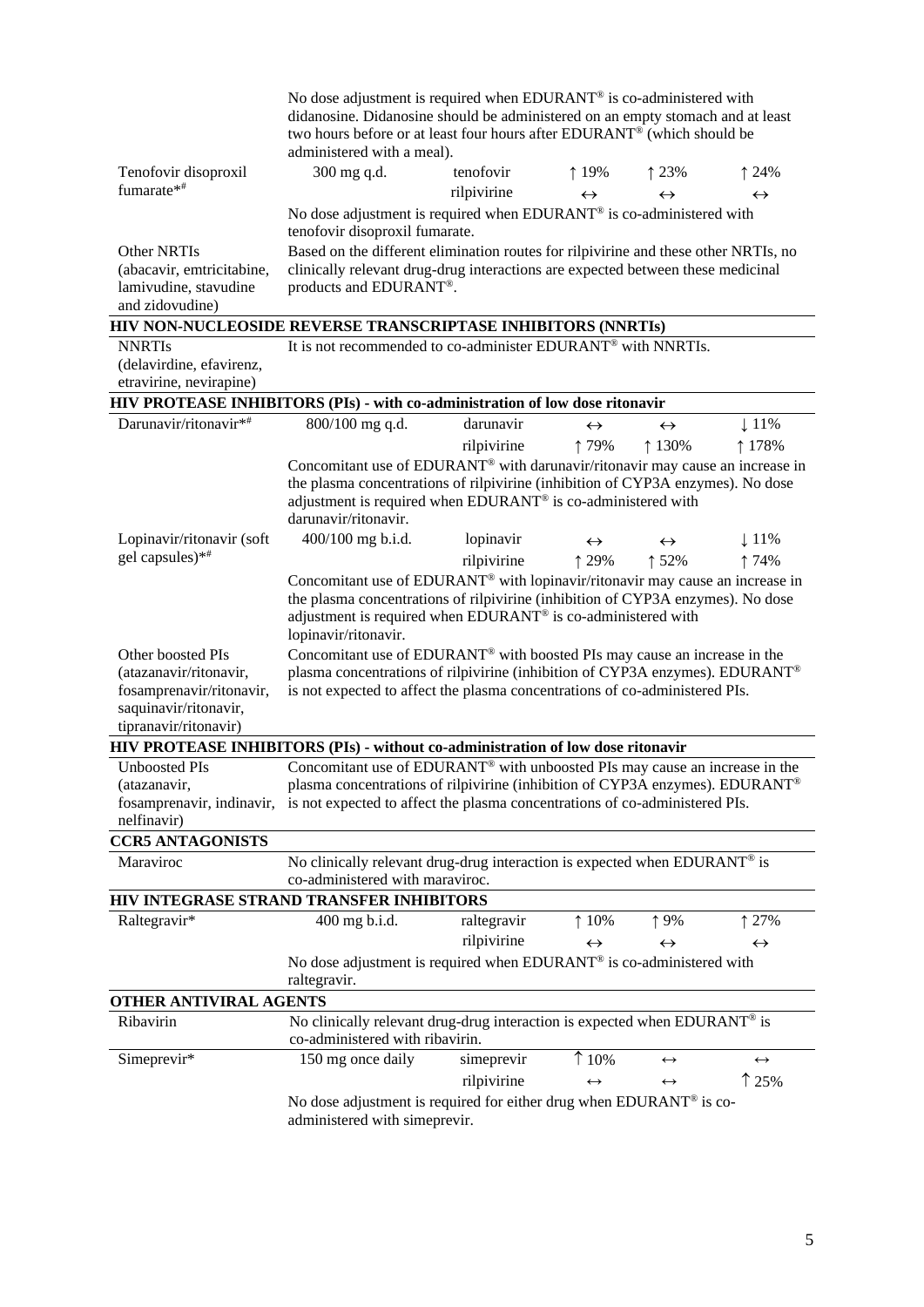| | | | | | |
|---|---|---|---|---|---|
| | No dose adjustment is required when EDURANT® is co-administered with didanosine. Didanosine should be administered on an empty stomach and at least two hours before or at least four hours after EDURANT® (which should be administered with a meal). | | | | |
| Tenofovir disoproxil fumarate*# | 300 mg q.d. | tenofovir | ↑ 19% | ↑ 23% | ↑ 24% |
| | | rilpivirine | ↔ | ↔ | ↔ |
| | No dose adjustment is required when EDURANT® is co-administered with tenofovir disoproxil fumarate. | | | | |
| Other NRTIs (abacavir, emtricitabine, lamivudine, stavudine and zidovudine) | Based on the different elimination routes for rilpivirine and these other NRTIs, no clinically relevant drug-drug interactions are expected between these medicinal products and EDURANT®. | | | | |
| **HIV NON-NUCLEOSIDE REVERSE TRANSCRIPTASE INHIBITORS (NNRTIs)** | | | | | |
| NNRTIs (delavirdine, efavirenz, etravirine, nevirapine) | It is not recommended to co-administer EDURANT® with NNRTIs. | | | | |
| **HIV PROTEASE INHIBITORS (PIs) - with co-administration of low dose ritonavir** | | | | | |
| Darunavir/ritonavir*# | 800/100 mg q.d. | darunavir | ↔ | ↔ | ↓ 11% |
| | | rilpivirine | ↑ 79% | ↑ 130% | ↑ 178% |
| | Concomitant use of EDURANT® with darunavir/ritonavir may cause an increase in the plasma concentrations of rilpivirine (inhibition of CYP3A enzymes). No dose adjustment is required when EDURANT® is co-administered with darunavir/ritonavir. | | | | |
| Lopinavir/ritonavir (soft gel capsules)*# | 400/100 mg b.i.d. | lopinavir | ↔ | ↔ | ↓ 11% |
| | | rilpivirine | ↑ 29% | ↑ 52% | ↑ 74% |
| | Concomitant use of EDURANT® with lopinavir/ritonavir may cause an increase in the plasma concentrations of rilpivirine (inhibition of CYP3A enzymes). No dose adjustment is required when EDURANT® is co-administered with lopinavir/ritonavir. | | | | |
| Other boosted PIs (atazanavir/ritonavir, fosamprenavir/ritonavir, saquinavir/ritonavir, tipranavir/ritonavir) | Concomitant use of EDURANT® with boosted PIs may cause an increase in the plasma concentrations of rilpivirine (inhibition of CYP3A enzymes). EDURANT® is not expected to affect the plasma concentrations of co-administered PIs. | | | | |
| **HIV PROTEASE INHIBITORS (PIs) - without co-administration of low dose ritonavir** | | | | | |
| Unboosted PIs (atazanavir, fosamprenavir, indinavir, nelfinavir) | Concomitant use of EDURANT® with unboosted PIs may cause an increase in the plasma concentrations of rilpivirine (inhibition of CYP3A enzymes). EDURANT® is not expected to affect the plasma concentrations of co-administered PIs. | | | | |
| **CCR5 ANTAGONISTS** | | | | | |
| Maraviroc | No clinically relevant drug-drug interaction is expected when EDURANT® is co-administered with maraviroc. | | | | |
| **HIV INTEGRASE STRAND TRANSFER INHIBITORS** | | | | | |
| Raltegravir* | 400 mg b.i.d. | raltegravir | ↑ 10% | ↑ 9% | ↑ 27% |
| | | rilpivirine | ↔ | ↔ | ↔ |
| | No dose adjustment is required when EDURANT® is co-administered with raltegravir. | | | | |
| **OTHER ANTIVIRAL AGENTS** | | | | | |
| Ribavirin | No clinically relevant drug-drug interaction is expected when EDURANT® is co-administered with ribavirin. | | | | |
| Simeprevir* | 150 mg once daily | simeprevir | ↑ 10% | ↔ | ↔ |
| | | rilpivirine | ↔ | ↔ | ↑ 25% |
| | No dose adjustment is required for either drug when EDURANT® is co-administered with simeprevir. | | | | |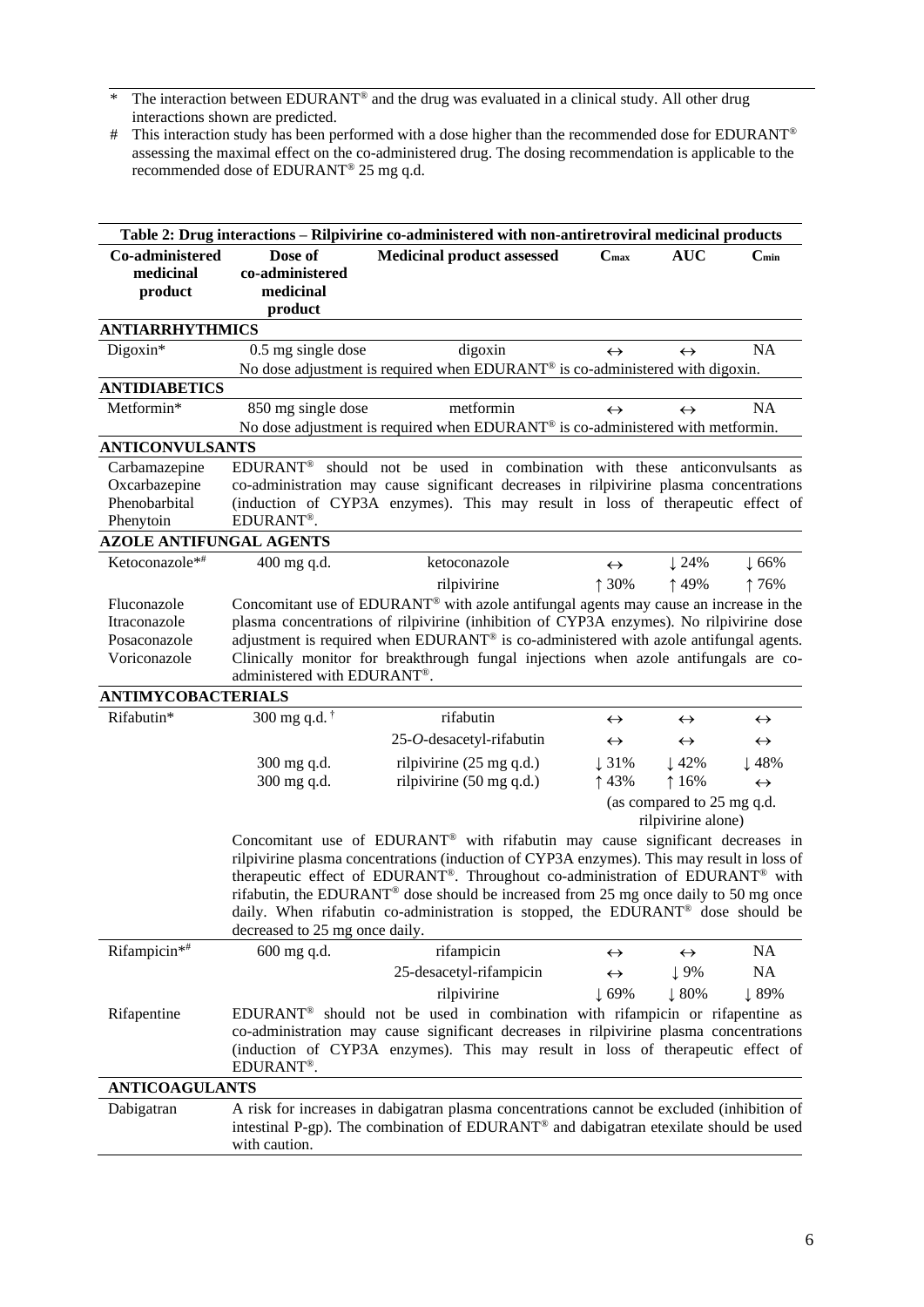\* The interaction between EDURANT® and the drug was evaluated in a clinical study. All other drug interactions shown are predicted.

\# This interaction study has been performed with a dose higher than the recommended dose for EDURANT® assessing the maximal effect on the co-administered drug. The dosing recommendation is applicable to the recommended dose of EDURANT® 25 mg q.d.

| Table 2: Drug interactions – Rilpivirine co-administered with non-antiretroviral medicinal products | | | | | |
|---|---|---|---|---|---|
| **Co-administered medicinal product** | **Dose of co-administered medicinal product** | **Medicinal product assessed** | **$C_{max}$** | **AUC** | **$C_{min}$** |
| **ANTIARRHYTHMICS** | | | | | |
| Digoxin* | 0.5 mg single dose | digoxin | ↔ | ↔ | NA |
| | No dose adjustment is required when EDURANT® is co-administered with digoxin. | | | | |
| **ANTIDIABETICS** | | | | | |
| Metformin* | 850 mg single dose | metformin | ↔ | ↔ | NA |
| | No dose adjustment is required when EDURANT® is co-administered with metformin. | | | | |
| **ANTICONVULSANTS** | | | | | |
| Carbamazepine<br>Oxcarbazepine<br>Phenobarbital<br>Phenytoin | EDURANT® should not be used in combination with these anticonvulsants as co-administration may cause significant decreases in rilpivirine plasma concentrations (induction of CYP3A enzymes). This may result in loss of therapeutic effect of EDURANT®. | | | | |
| **AZOLE ANTIFUNGAL AGENTS** | | | | | |
| Ketoconazole*# | 400 mg q.d. | ketoconazole | ↔ | ↓ 24% | ↓ 66% |
| | | rilpivirine | ↑ 30% | ↑ 49% | ↑ 76% |
| Fluconazole<br>Itraconazole<br>Posaconazole<br>Voriconazole | Concomitant use of EDURANT® with azole antifungal agents may cause an increase in the plasma concentrations of rilpivirine (inhibition of CYP3A enzymes). No rilpivirine dose adjustment is required when EDURANT® is co-administered with azole antifungal agents. Clinically monitor for breakthrough fungal injections when azole antifungals are co-administered with EDURANT®. | | | | |
| **ANTIMYCOBACTERIALS** | | | | | |
| Rifabutin* | 300 mg q.d. † | rifabutin | ↔ | ↔ | ↔ |
| | | 25-*O*-desacetyl-rifabutin | ↔ | ↔ | ↔ |
| | 300 mg q.d. | rilpivirine (25 mg q.d.) | ↓ 31% | ↓ 42% | ↓ 48% |
| | 300 mg q.d. | rilpivirine (50 mg q.d.) | ↑ 43% | ↑ 16% | ↔ |
| | | | (as compared to 25 mg q.d. rilpivirine alone) | | |
| | Concomitant use of EDURANT® with rifabutin may cause significant decreases in rilpivirine plasma concentrations (induction of CYP3A enzymes). This may result in loss of therapeutic effect of EDURANT®. Throughout co-administration of EDURANT® with rifabutin, the EDURANT® dose should be increased from 25 mg once daily to 50 mg once daily. When rifabutin co-administration is stopped, the EDURANT® dose should be decreased to 25 mg once daily. | | | | |
| Rifampicin*# | 600 mg q.d. | rifampicin | ↔ | ↔ | NA |
| | | 25-desacetyl-rifampicin | ↔ | ↓ 9% | NA |
| | | rilpivirine | ↓ 69% | ↓ 80% | ↓ 89% |
| Rifapentine | EDURANT® should not be used in combination with rifampicin or rifapentine as co-administration may cause significant decreases in rilpivirine plasma concentrations (induction of CYP3A enzymes). This may result in loss of therapeutic effect of EDURANT®. | | | | |
| **ANTICOAGULANTS** | | | | | |
| Dabigatran | A risk for increases in dabigatran plasma concentrations cannot be excluded (inhibition of intestinal P-gp). The combination of EDURANT® and dabigatran etexilate should be used with caution. | | | | |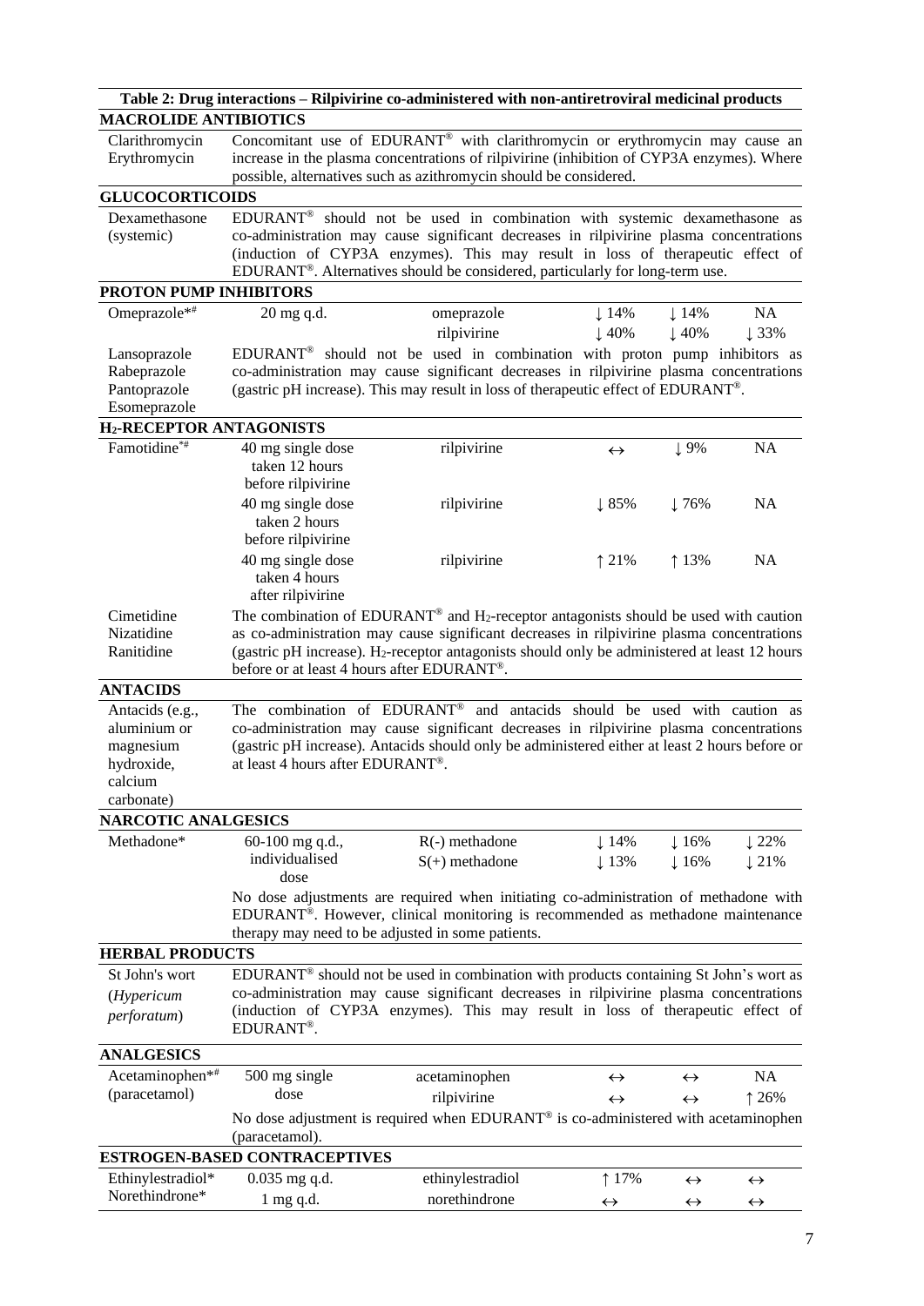**Table 2: Drug interactions – Rilpivirine co-administered with non-antiretroviral medicinal products**

| | | | | | |
|---|---|---|---|---|---|
| **MACROLIDE ANTIBIOTICS** | | | | | |
| Clarithromycin<br>Erythromycin | Concomitant use of EDURANT® with clarithromycin or erythromycin may cause an increase in the plasma concentrations of rilpivirine (inhibition of CYP3A enzymes). Where possible, alternatives such as azithromycin should be considered. | | | | |
| **GLUCOCORTICOIDS** | | | | | |
| Dexamethasone (systemic) | EDURANT® should not be used in combination with systemic dexamethasone as co-administration may cause significant decreases in rilpivirine plasma concentrations (induction of CYP3A enzymes). This may result in loss of therapeutic effect of EDURANT®. Alternatives should be considered, particularly for long-term use. | | | | |
| **PROTON PUMP INHIBITORS** | | | | | |
| Omeprazole*# | 20 mg q.d. | omeprazole<br>rilpivirine | ↓ 14%<br>↓ 40% | ↓ 14%<br>↓ 40% | NA<br>↓ 33% |
| Lansoprazole<br>Rabeprazole<br>Pantoprazole<br>Esomeprazole | EDURANT® should not be used in combination with proton pump inhibitors as co-administration may cause significant decreases in rilpivirine plasma concentrations (gastric pH increase). This may result in loss of therapeutic effect of EDURANT®. | | | | |
| **$H_2$-RECEPTOR ANTAGONISTS** | | | | | |
| Famotidine*# | 40 mg single dose taken 12 hours before rilpivirine | rilpivirine | ↔ | ↓ 9% | NA |
| | 40 mg single dose taken 2 hours before rilpivirine | rilpivirine | ↓ 85% | ↓ 76% | NA |
| | 40 mg single dose taken 4 hours after rilpivirine | rilpivirine | ↑ 21% | ↑ 13% | NA |
| Cimetidine<br>Nizatidine<br>Ranitidine | The combination of EDURANT® and $H_2$-receptor antagonists should be used with caution as co-administration may cause significant decreases in rilpivirine plasma concentrations (gastric pH increase). $H_2$-receptor antagonists should only be administered at least 12 hours before or at least 4 hours after EDURANT®. | | | | |
| **ANTACIDS** | | | | | |
| Antacids (e.g., aluminium or magnesium hydroxide, calcium carbonate) | The combination of EDURANT® and antacids should be used with caution as co-administration may cause significant decreases in rilpivirine plasma concentrations (gastric pH increase). Antacids should only be administered either at least 2 hours before or at least 4 hours after EDURANT®. | | | | |
| **NARCOTIC ANALGESICS** | | | | | |
| Methadone* | 60-100 mg q.d., individualised dose | R(-) methadone<br>S(+) methadone | ↓ 14%<br>↓ 13% | ↓ 16%<br>↓ 16% | ↓ 22%<br>↓ 21% |
| | No dose adjustments are required when initiating co-administration of methadone with EDURANT®. However, clinical monitoring is recommended as methadone maintenance therapy may need to be adjusted in some patients. | | | | |
| **HERBAL PRODUCTS** | | | | | |
| St John's wort (*Hypericum perforatum*) | EDURANT® should not be used in combination with products containing St John's wort as co-administration may cause significant decreases in rilpivirine plasma concentrations (induction of CYP3A enzymes). This may result in loss of therapeutic effect of EDURANT®. | | | | |
| **ANALGESICS** | | | | | |
| Acetaminophen*# (paracetamol) | 500 mg single dose | acetaminophen<br>rilpivirine | ↔<br>↔ | ↔<br>↔ | NA<br>↑ 26% |
| | No dose adjustment is required when EDURANT® is co-administered with acetaminophen (paracetamol). | | | | |
| **ESTROGEN-BASED CONTRACEPTIVES** | | | | | |
| Ethinylestradiol*<br>Norethindrone* | 0.035 mg q.d.<br>1 mg q.d. | ethinylestradiol<br>norethindrone | ↑ 17%<br>↔ | ↔<br>↔ | ↔<br>↔ |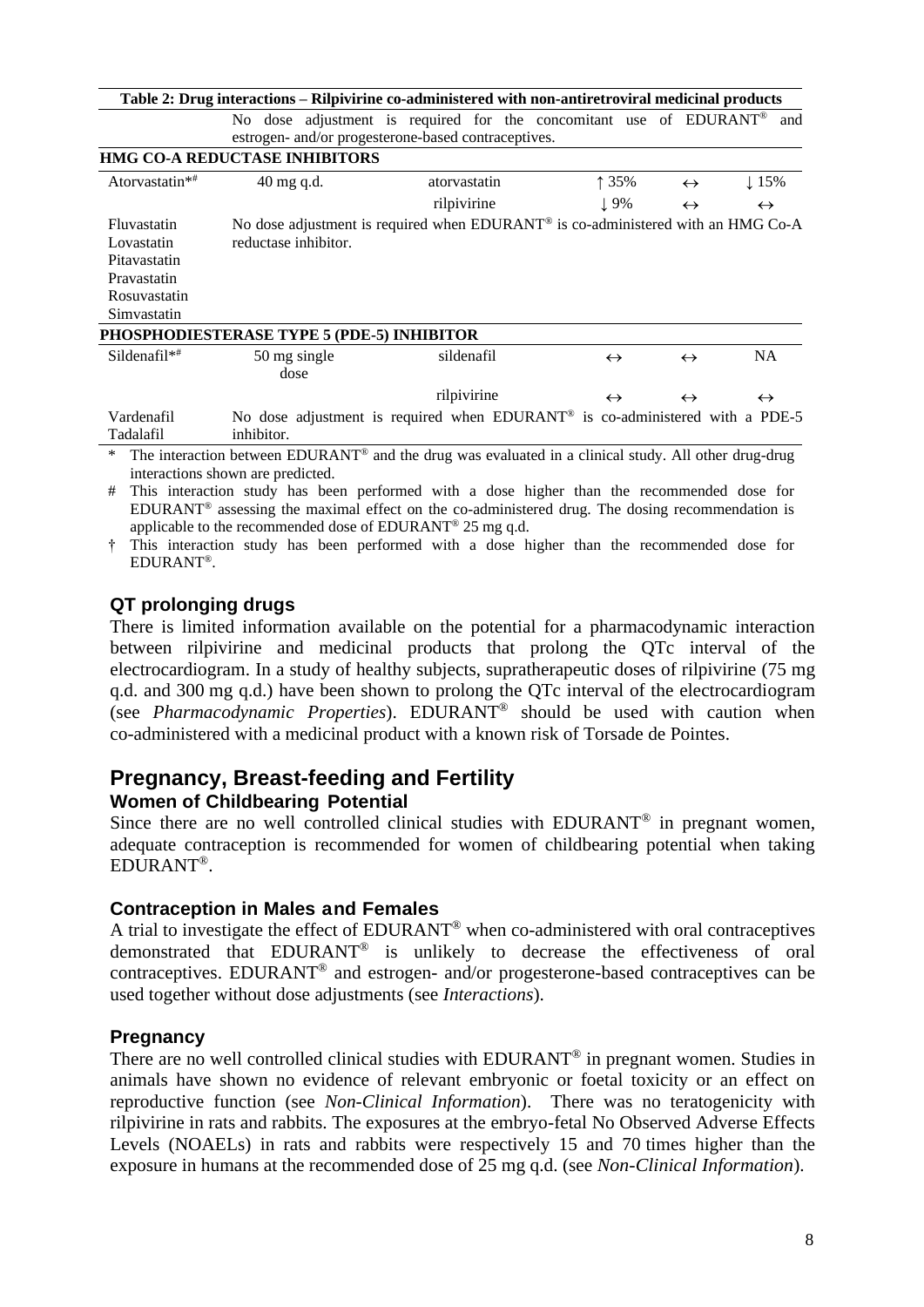**Table 2: Drug interactions – Rilpivirine co-administered with non-antiretroviral medicinal products**

| | | | | | |
|---|---|---|---|---|---|
| | No dose adjustment is required for the concomitant use of EDURANT® and estrogen- and/or progesterone-based contraceptives. | | | | |
| **HMG CO-A REDUCTASE INHIBITORS** | | | | | |
| Atorvastatin*# | 40 mg q.d. | atorvastatin | ↑ 35% | ↔ | ↓ 15% |
| | | rilpivirine | ↓ 9% | ↔ | ↔ |
| Fluvastatin<br>Lovastatin<br>Pitavastatin<br>Pravastatin<br>Rosuvastatin<br>Simvastatin | No dose adjustment is required when EDURANT® is co-administered with an HMG Co-A reductase inhibitor. | | | | |
| **PHOSPHODIESTERASE TYPE 5 (PDE-5) INHIBITOR** | | | | | |
| Sildenafil*# | 50 mg single dose | sildenafil | ↔ | ↔ | NA |
| | | rilpivirine | ↔ | ↔ | ↔ |
| Vardenafil<br>Tadalafil | No dose adjustment is required when EDURANT® is co-administered with a PDE-5 inhibitor. | | | | |

\* The interaction between EDURANT® and the drug was evaluated in a clinical study. All other drug-drug interactions shown are predicted.

\# This interaction study has been performed with a dose higher than the recommended dose for EDURANT® assessing the maximal effect on the co-administered drug. The dosing recommendation is applicable to the recommended dose of EDURANT® 25 mg q.d.

† This interaction study has been performed with a dose higher than the recommended dose for EDURANT®.

### QT prolonging drugs

There is limited information available on the potential for a pharmacodynamic interaction between rilpivirine and medicinal products that prolong the QTc interval of the electrocardiogram. In a study of healthy subjects, supratherapeutic doses of rilpivirine (75 mg q.d. and 300 mg q.d.) have been shown to prolong the QTc interval of the electrocardiogram (see *Pharmacodynamic Properties*). EDURANT® should be used with caution when co-administered with a medicinal product with a known risk of Torsade de Pointes.

## Pregnancy, Breast-feeding and Fertility

### Women of Childbearing Potential

Since there are no well controlled clinical studies with EDURANT® in pregnant women, adequate contraception is recommended for women of childbearing potential when taking EDURANT®.

### Contraception in Males and Females

A trial to investigate the effect of EDURANT® when co-administered with oral contraceptives demonstrated that EDURANT® is unlikely to decrease the effectiveness of oral contraceptives. EDURANT® and estrogen- and/or progesterone-based contraceptives can be used together without dose adjustments (see *Interactions*).

### Pregnancy

There are no well controlled clinical studies with EDURANT® in pregnant women. Studies in animals have shown no evidence of relevant embryonic or foetal toxicity or an effect on reproductive function (see *Non-Clinical Information*). There was no teratogenicity with rilpivirine in rats and rabbits. The exposures at the embryo-fetal No Observed Adverse Effects Levels (NOAELs) in rats and rabbits were respectively 15 and 70 times higher than the exposure in humans at the recommended dose of 25 mg q.d. (see *Non-Clinical Information*).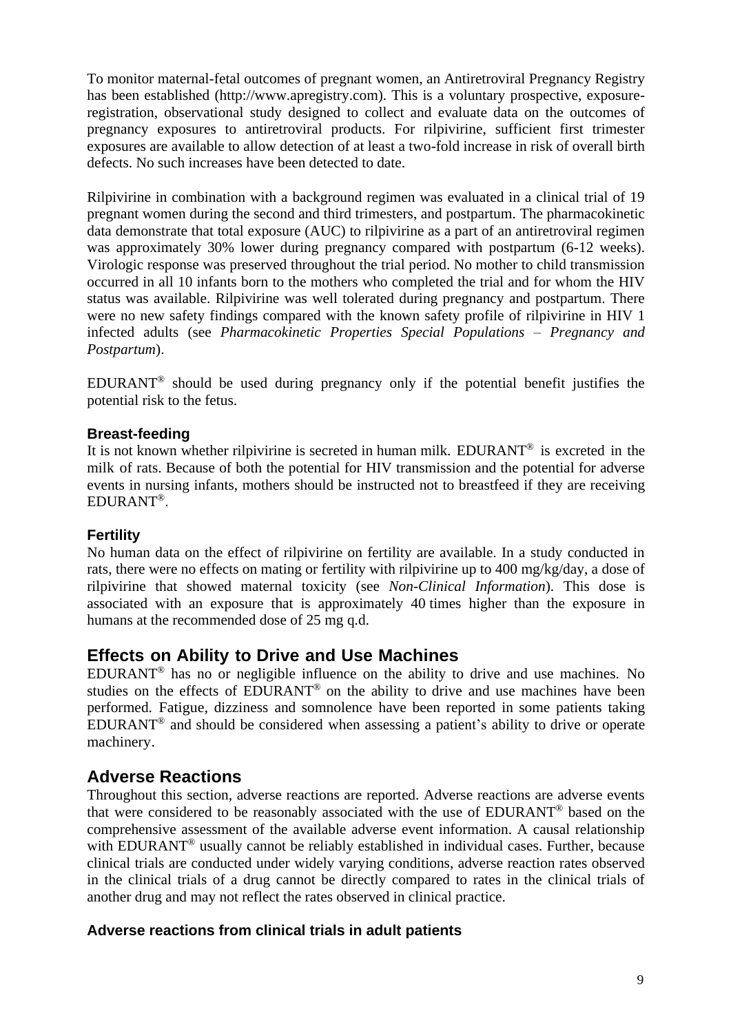To monitor maternal-fetal outcomes of pregnant women, an Antiretroviral Pregnancy Registry has been established (http://www.apregistry.com). This is a voluntary prospective, exposure-registration, observational study designed to collect and evaluate data on the outcomes of pregnancy exposures to antiretroviral products. For rilpivirine, sufficient first trimester exposures are available to allow detection of at least a two-fold increase in risk of overall birth defects. No such increases have been detected to date.

Rilpivirine in combination with a background regimen was evaluated in a clinical trial of 19 pregnant women during the second and third trimesters, and postpartum. The pharmacokinetic data demonstrate that total exposure (AUC) to rilpivirine as a part of an antiretroviral regimen was approximately 30% lower during pregnancy compared with postpartum (6-12 weeks). Virologic response was preserved throughout the trial period. No mother to child transmission occurred in all 10 infants born to the mothers who completed the trial and for whom the HIV status was available. Rilpivirine was well tolerated during pregnancy and postpartum. There were no new safety findings compared with the known safety profile of rilpivirine in HIV 1 infected adults (see *Pharmacokinetic Properties Special Populations – Pregnancy and Postpartum*).

EDURANT® should be used during pregnancy only if the potential benefit justifies the potential risk to the fetus.

### Breast-feeding

It is not known whether rilpivirine is secreted in human milk. EDURANT® is excreted in the milk of rats. Because of both the potential for HIV transmission and the potential for adverse events in nursing infants, mothers should be instructed not to breastfeed if they are receiving EDURANT®.

### Fertility

No human data on the effect of rilpivirine on fertility are available. In a study conducted in rats, there were no effects on mating or fertility with rilpivirine up to 400 mg/kg/day, a dose of rilpivirine that showed maternal toxicity (see *Non-Clinical Information*). This dose is associated with an exposure that is approximately 40 times higher than the exposure in humans at the recommended dose of 25 mg q.d.

## Effects on Ability to Drive and Use Machines

EDURANT® has no or negligible influence on the ability to drive and use machines. No studies on the effects of EDURANT® on the ability to drive and use machines have been performed. Fatigue, dizziness and somnolence have been reported in some patients taking EDURANT® and should be considered when assessing a patient's ability to drive or operate machinery.

## Adverse Reactions

Throughout this section, adverse reactions are reported. Adverse reactions are adverse events that were considered to be reasonably associated with the use of EDURANT® based on the comprehensive assessment of the available adverse event information. A causal relationship with EDURANT® usually cannot be reliably established in individual cases. Further, because clinical trials are conducted under widely varying conditions, adverse reaction rates observed in the clinical trials of a drug cannot be directly compared to rates in the clinical trials of another drug and may not reflect the rates observed in clinical practice.

### Adverse reactions from clinical trials in adult patients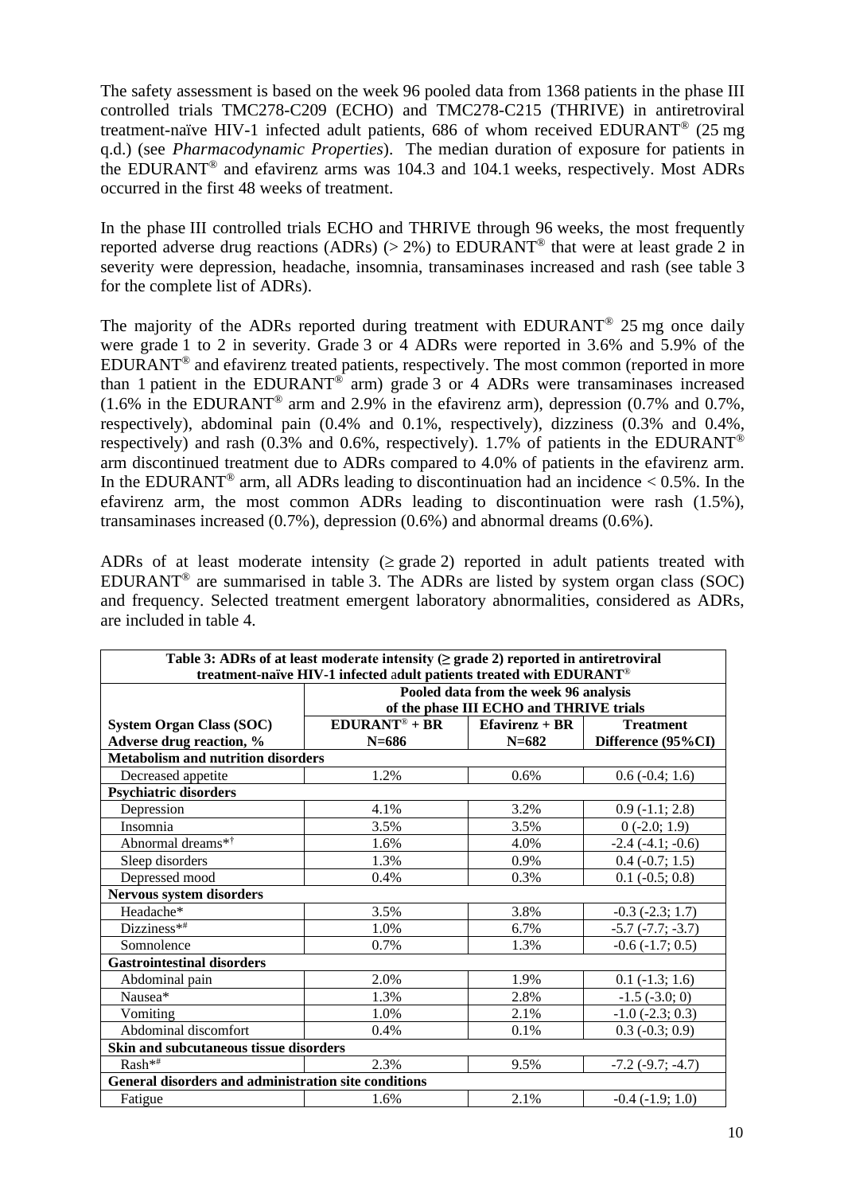The safety assessment is based on the week 96 pooled data from 1368 patients in the phase III controlled trials TMC278-C209 (ECHO) and TMC278-C215 (THRIVE) in antiretroviral treatment-naïve HIV-1 infected adult patients, 686 of whom received EDURANT® (25 mg q.d.) (see *Pharmacodynamic Properties*). The median duration of exposure for patients in the EDURANT® and efavirenz arms was 104.3 and 104.1 weeks, respectively. Most ADRs occurred in the first 48 weeks of treatment.

In the phase III controlled trials ECHO and THRIVE through 96 weeks, the most frequently reported adverse drug reactions (ADRs) (> 2%) to EDURANT® that were at least grade 2 in severity were depression, headache, insomnia, transaminases increased and rash (see table 3 for the complete list of ADRs).

The majority of the ADRs reported during treatment with EDURANT® 25 mg once daily were grade 1 to 2 in severity. Grade 3 or 4 ADRs were reported in 3.6% and 5.9% of the EDURANT® and efavirenz treated patients, respectively. The most common (reported in more than 1 patient in the EDURANT® arm) grade 3 or 4 ADRs were transaminases increased (1.6% in the EDURANT® arm and 2.9% in the efavirenz arm), depression (0.7% and 0.7%, respectively), abdominal pain (0.4% and 0.1%, respectively), dizziness (0.3% and 0.4%, respectively) and rash (0.3% and 0.6%, respectively). 1.7% of patients in the EDURANT® arm discontinued treatment due to ADRs compared to 4.0% of patients in the efavirenz arm. In the EDURANT® arm, all ADRs leading to discontinuation had an incidence < 0.5%. In the efavirenz arm, the most common ADRs leading to discontinuation were rash (1.5%), transaminases increased (0.7%), depression (0.6%) and abnormal dreams (0.6%).

ADRs of at least moderate intensity (≥ grade 2) reported in adult patients treated with EDURANT® are summarised in table 3. The ADRs are listed by system organ class (SOC) and frequency. Selected treatment emergent laboratory abnormalities, considered as ADRs, are included in table 4.

| Table 3: ADRs of at least moderate intensity (≥ grade 2) reported in antiretroviral treatment-naïve HIV-1 infected adult patients treated with EDURANT® | | | |
|---|---|---|---|
| | Pooled data from the week 96 analysis of the phase III ECHO and THRIVE trials | | |
| **System Organ Class (SOC)** **Adverse drug reaction, %** | **EDURANT® + BR N=686** | **Efavirenz + BR N=682** | **Treatment Difference (95%CI)** |
| **Metabolism and nutrition disorders** | | | |
| Decreased appetite | 1.2% | 0.6% | 0.6 (-0.4; 1.6) |
| **Psychiatric disorders** | | | |
| Depression | 4.1% | 3.2% | 0.9 (-1.1; 2.8) |
| Insomnia | 3.5% | 3.5% | 0 (-2.0; 1.9) |
| Abnormal dreams*† | 1.6% | 4.0% | -2.4 (-4.1; -0.6) |
| Sleep disorders | 1.3% | 0.9% | 0.4 (-0.7; 1.5) |
| Depressed mood | 0.4% | 0.3% | 0.1 (-0.5; 0.8) |
| **Nervous system disorders** | | | |
| Headache* | 3.5% | 3.8% | -0.3 (-2.3; 1.7) |
| Dizziness*# | 1.0% | 6.7% | -5.7 (-7.7; -3.7) |
| Somnolence | 0.7% | 1.3% | -0.6 (-1.7; 0.5) |
| **Gastrointestinal disorders** | | | |
| Abdominal pain | 2.0% | 1.9% | 0.1 (-1.3; 1.6) |
| Nausea* | 1.3% | 2.8% | -1.5 (-3.0; 0) |
| Vomiting | 1.0% | 2.1% | -1.0 (-2.3; 0.3) |
| Abdominal discomfort | 0.4% | 0.1% | 0.3 (-0.3; 0.9) |
| **Skin and subcutaneous tissue disorders** | | | |
| Rash*# | 2.3% | 9.5% | -7.2 (-9.7; -4.7) |
| **General disorders and administration site conditions** | | | |
| Fatigue | 1.6% | 2.1% | -0.4 (-1.9; 1.0) |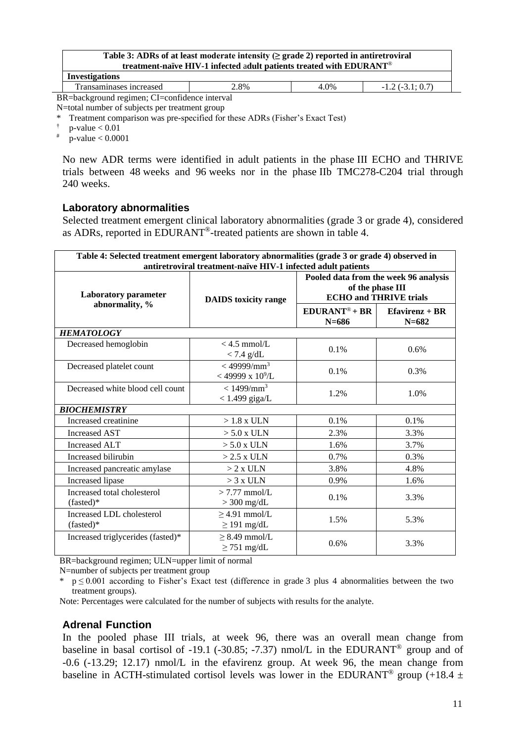| Table 3: ADRs of at least moderate intensity (≥ grade 2) reported in antiretroviral treatment-naïve HIV-1 infected adult patients treated with EDURANT® | | | |
|---|---|---|---|
| **Investigations** | | | |
| Transaminases increased | 2.8% | 4.0% | -1.2 (-3.1; 0.7) |

BR=background regimen; CI=confidence interval
N=total number of subjects per treatment group
\* Treatment comparison was pre-specified for these ADRs (Fisher's Exact Test)
† p-value < 0.01
# p-value < 0.0001

No new ADR terms were identified in adult patients in the phase III ECHO and THRIVE trials between 48 weeks and 96 weeks nor in the phase IIb TMC278-C204 trial through 240 weeks.

### Laboratory abnormalities

Selected treatment emergent clinical laboratory abnormalities (grade 3 or grade 4), considered as ADRs, reported in EDURANT®-treated patients are shown in table 4.

**Table 4: Selected treatment emergent laboratory abnormalities (grade 3 or grade 4) observed in antiretroviral treatment-naïve HIV-1 infected adult patients**

| Laboratory parameter abnormality, % | DAIDS toxicity range | Pooled data from the week 96 analysis of the phase III ECHO and THRIVE trials | |
|---|---|---|---|
| | | **EDURANT® + BR N=686** | **Efavirenz + BR N=682** |
| ***HEMATOLOGY*** | | | |
| Decreased hemoglobin | < 4.5 mmol/L<br>< 7.4 g/dL | 0.1% | 0.6% |
| Decreased platelet count | < 49999/mm$^3$<br>< 49999 x $10^9$/L | 0.1% | 0.3% |
| Decreased white blood cell count | < 1499/mm$^3$<br>< 1.499 giga/L | 1.2% | 1.0% |
| ***BIOCHEMISTRY*** | | | |
| Increased creatinine | > 1.8 x ULN | 0.1% | 0.1% |
| Increased AST | > 5.0 x ULN | 2.3% | 3.3% |
| Increased ALT | > 5.0 x ULN | 1.6% | 3.7% |
| Increased bilirubin | > 2.5 x ULN | 0.7% | 0.3% |
| Increased pancreatic amylase | > 2 x ULN | 3.8% | 4.8% |
| Increased lipase | > 3 x ULN | 0.9% | 1.6% |
| Increased total cholesterol (fasted)* | > 7.77 mmol/L<br>> 300 mg/dL | 0.1% | 3.3% |
| Increased LDL cholesterol (fasted)* | ≥ 4.91 mmol/L<br>≥ 191 mg/dL | 1.5% | 5.3% |
| Increased triglycerides (fasted)* | ≥ 8.49 mmol/L<br>≥ 751 mg/dL | 0.6% | 3.3% |

BR=background regimen; ULN=upper limit of normal
N=number of subjects per treatment group
\* $p \leq 0.001$ according to Fisher's Exact test (difference in grade 3 plus 4 abnormalities between the two treatment groups).
Note: Percentages were calculated for the number of subjects with results for the analyte.

### Adrenal Function

In the pooled phase III trials, at week 96, there was an overall mean change from baseline in basal cortisol of -19.1 (-30.85; -7.37) nmol/L in the EDURANT® group and of -0.6 (-13.29; 12.17) nmol/L in the efavirenz group. At week 96, the mean change from baseline in ACTH-stimulated cortisol levels was lower in the EDURANT® group (+18.4 ±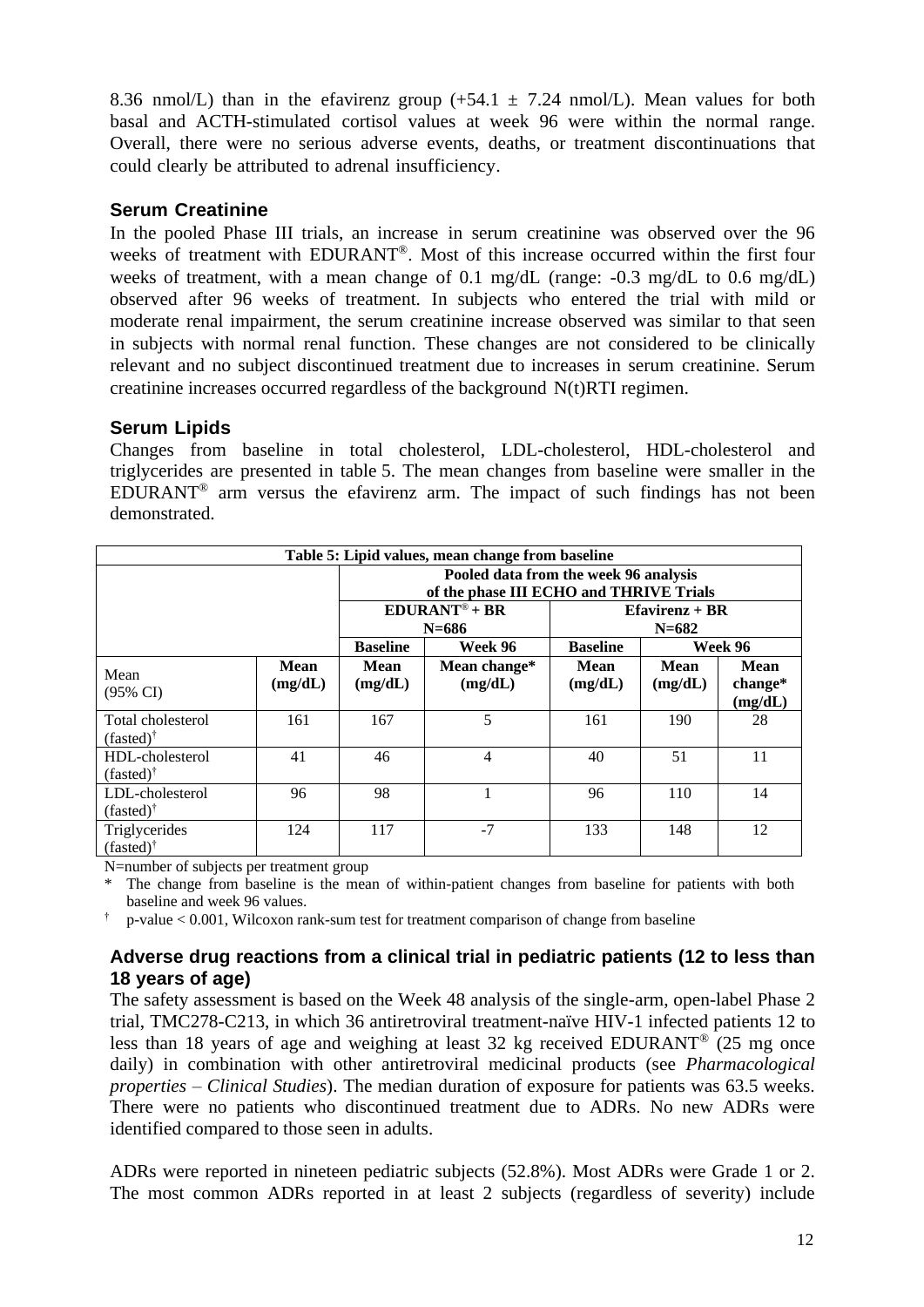8.36 nmol/L) than in the efavirenz group (+54.1 ± 7.24 nmol/L). Mean values for both basal and ACTH-stimulated cortisol values at week 96 were within the normal range. Overall, there were no serious adverse events, deaths, or treatment discontinuations that could clearly be attributed to adrenal insufficiency.

### Serum Creatinine

In the pooled Phase III trials, an increase in serum creatinine was observed over the 96 weeks of treatment with EDURANT®. Most of this increase occurred within the first four weeks of treatment, with a mean change of 0.1 mg/dL (range: -0.3 mg/dL to 0.6 mg/dL) observed after 96 weeks of treatment. In subjects who entered the trial with mild or moderate renal impairment, the serum creatinine increase observed was similar to that seen in subjects with normal renal function. These changes are not considered to be clinically relevant and no subject discontinued treatment due to increases in serum creatinine. Serum creatinine increases occurred regardless of the background N(t)RTI regimen.

### Serum Lipids

Changes from baseline in total cholesterol, LDL-cholesterol, HDL-cholesterol and triglycerides are presented in table 5. The mean changes from baseline were smaller in the EDURANT® arm versus the efavirenz arm. The impact of such findings has not been demonstrated.

**Table 5: Lipid values, mean change from baseline**

| | | Pooled data from the week 96 analysis of the phase III ECHO and THRIVE Trials | | | | |
|---|---|---|---|---|---|---|
| | | **EDURANT® + BR N=686** | | **Efavirenz + BR N=682** | | |
| | | **Baseline** | **Week 96** | **Baseline** | **Week 96** | |
| Mean (95% CI) | **Mean (mg/dL)** | **Mean (mg/dL)** | **Mean change* (mg/dL)** | **Mean (mg/dL)** | **Mean (mg/dL)** | **Mean change* (mg/dL)** |
| Total cholesterol (fasted)[†] | 161 | 167 | 5 | 161 | 190 | 28 |
| HDL-cholesterol (fasted)[†] | 41 | 46 | 4 | 40 | 51 | 11 |
| LDL-cholesterol (fasted)[†] | 96 | 98 | 1 | 96 | 110 | 14 |
| Triglycerides (fasted)[†] | 124 | 117 | -7 | 133 | 148 | 12 |

N=number of subjects per treatment group

\* The change from baseline is the mean of within-patient changes from baseline for patients with both baseline and week 96 values.

† p-value < 0.001, Wilcoxon rank-sum test for treatment comparison of change from baseline

### Adverse drug reactions from a clinical trial in pediatric patients (12 to less than 18 years of age)

The safety assessment is based on the Week 48 analysis of the single-arm, open-label Phase 2 trial, TMC278-C213, in which 36 antiretroviral treatment-naïve HIV-1 infected patients 12 to less than 18 years of age and weighing at least 32 kg received EDURANT® (25 mg once daily) in combination with other antiretroviral medicinal products (see *Pharmacological properties – Clinical Studies*). The median duration of exposure for patients was 63.5 weeks. There were no patients who discontinued treatment due to ADRs. No new ADRs were identified compared to those seen in adults.

ADRs were reported in nineteen pediatric subjects (52.8%). Most ADRs were Grade 1 or 2. The most common ADRs reported in at least 2 subjects (regardless of severity) include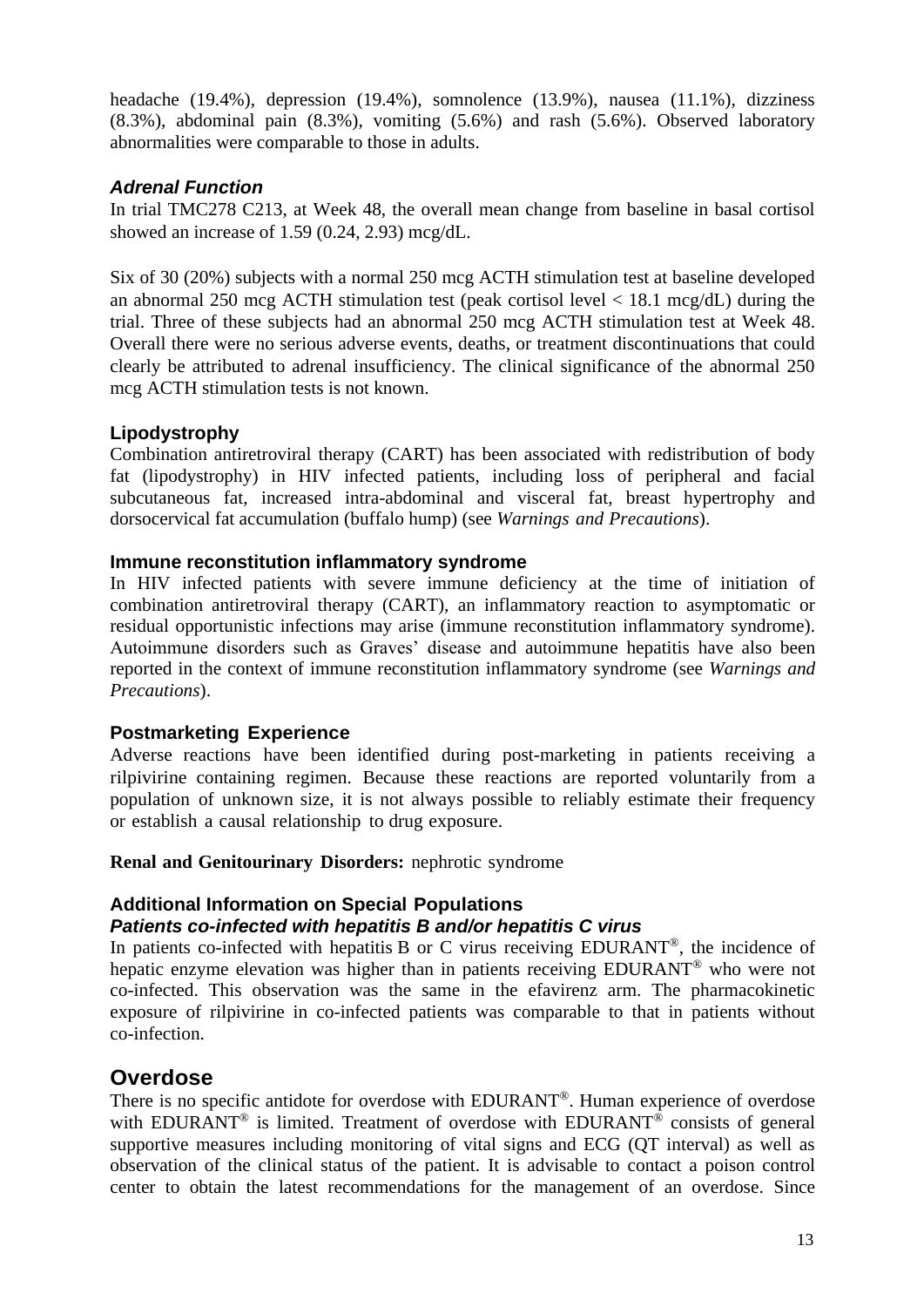headache (19.4%), depression (19.4%), somnolence (13.9%), nausea (11.1%), dizziness (8.3%), abdominal pain (8.3%), vomiting (5.6%) and rash (5.6%). Observed laboratory abnormalities were comparable to those in adults.

### *Adrenal Function*

In trial TMC278 C213, at Week 48, the overall mean change from baseline in basal cortisol showed an increase of 1.59 (0.24, 2.93) mcg/dL.

Six of 30 (20%) subjects with a normal 250 mcg ACTH stimulation test at baseline developed an abnormal 250 mcg ACTH stimulation test (peak cortisol level < 18.1 mcg/dL) during the trial. Three of these subjects had an abnormal 250 mcg ACTH stimulation test at Week 48. Overall there were no serious adverse events, deaths, or treatment discontinuations that could clearly be attributed to adrenal insufficiency. The clinical significance of the abnormal 250 mcg ACTH stimulation tests is not known.

### Lipodystrophy

Combination antiretroviral therapy (CART) has been associated with redistribution of body fat (lipodystrophy) in HIV infected patients, including loss of peripheral and facial subcutaneous fat, increased intra-abdominal and visceral fat, breast hypertrophy and dorsocervical fat accumulation (buffalo hump) (see *Warnings and Precautions*).

### Immune reconstitution inflammatory syndrome

In HIV infected patients with severe immune deficiency at the time of initiation of combination antiretroviral therapy (CART), an inflammatory reaction to asymptomatic or residual opportunistic infections may arise (immune reconstitution inflammatory syndrome). Autoimmune disorders such as Graves' disease and autoimmune hepatitis have also been reported in the context of immune reconstitution inflammatory syndrome (see *Warnings and Precautions*).

### Postmarketing Experience

Adverse reactions have been identified during post-marketing in patients receiving a rilpivirine containing regimen. Because these reactions are reported voluntarily from a population of unknown size, it is not always possible to reliably estimate their frequency or establish a causal relationship to drug exposure.

**Renal and Genitourinary Disorders:** nephrotic syndrome

### Additional Information on Special Populations

#### *Patients co-infected with hepatitis B and/or hepatitis C virus*

In patients co-infected with hepatitis B or C virus receiving EDURANT®, the incidence of hepatic enzyme elevation was higher than in patients receiving EDURANT® who were not co-infected. This observation was the same in the efavirenz arm. The pharmacokinetic exposure of rilpivirine in co-infected patients was comparable to that in patients without co-infection.

## Overdose

There is no specific antidote for overdose with EDURANT®. Human experience of overdose with EDURANT® is limited. Treatment of overdose with EDURANT® consists of general supportive measures including monitoring of vital signs and ECG (QT interval) as well as observation of the clinical status of the patient. It is advisable to contact a poison control center to obtain the latest recommendations for the management of an overdose. Since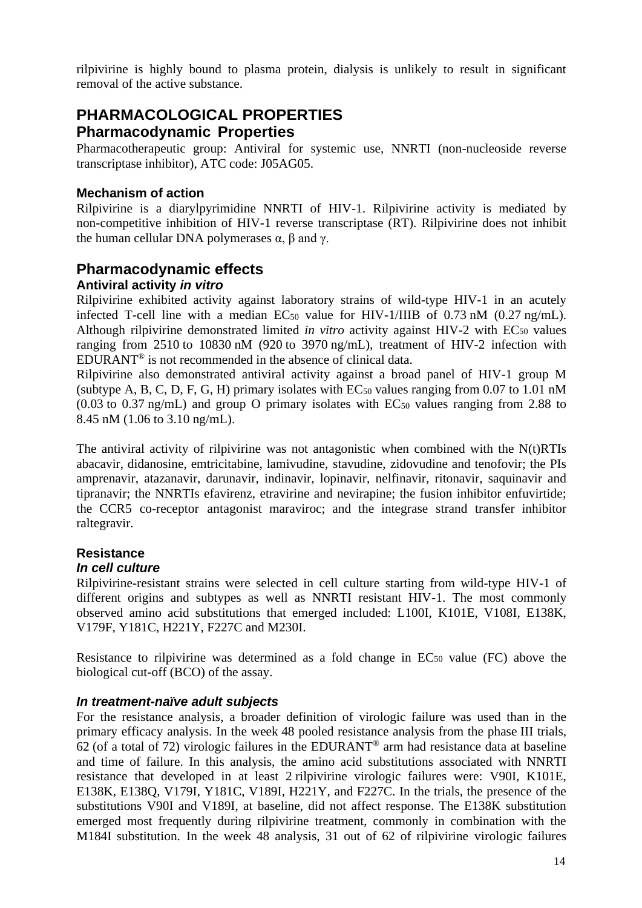rilpivirine is highly bound to plasma protein, dialysis is unlikely to result in significant removal of the active substance.

# PHARMACOLOGICAL PROPERTIES

## Pharmacodynamic Properties

Pharmacotherapeutic group: Antiviral for systemic use, NNRTI (non-nucleoside reverse transcriptase inhibitor), ATC code: J05AG05.

### Mechanism of action

Rilpivirine is a diarylpyrimidine NNRTI of HIV-1. Rilpivirine activity is mediated by non-competitive inhibition of HIV-1 reverse transcriptase (RT). Rilpivirine does not inhibit the human cellular DNA polymerases α, β and γ.

## Pharmacodynamic effects

### Antiviral activity *in vitro*

Rilpivirine exhibited activity against laboratory strains of wild-type HIV-1 in an acutely infected T-cell line with a median $EC_{50}$ value for HIV-1/IIIB of 0.73 nM (0.27 ng/mL). Although rilpivirine demonstrated limited *in vitro* activity against HIV-2 with $EC_{50}$ values ranging from 2510 to 10830 nM (920 to 3970 ng/mL), treatment of HIV-2 infection with EDURANT® is not recommended in the absence of clinical data.
Rilpivirine also demonstrated antiviral activity against a broad panel of HIV-1 group M (subtype A, B, C, D, F, G, H) primary isolates with $EC_{50}$ values ranging from 0.07 to 1.01 nM (0.03 to 0.37 ng/mL) and group O primary isolates with $EC_{50}$ values ranging from 2.88 to 8.45 nM (1.06 to 3.10 ng/mL).

The antiviral activity of rilpivirine was not antagonistic when combined with the N(t)RTIs abacavir, didanosine, emtricitabine, lamivudine, stavudine, zidovudine and tenofovir; the PIs amprenavir, atazanavir, darunavir, indinavir, lopinavir, nelfinavir, ritonavir, saquinavir and tipranavir; the NNRTIs efavirenz, etravirine and nevirapine; the fusion inhibitor enfuvirtide; the CCR5 co-receptor antagonist maraviroc; and the integrase strand transfer inhibitor raltegravir.

### Resistance

#### *In cell culture*

Rilpivirine-resistant strains were selected in cell culture starting from wild-type HIV-1 of different origins and subtypes as well as NNRTI resistant HIV-1. The most commonly observed amino acid substitutions that emerged included: L100I, K101E, V108I, E138K, V179F, Y181C, H221Y, F227C and M230I.

Resistance to rilpivirine was determined as a fold change in $EC_{50}$ value (FC) above the biological cut-off (BCO) of the assay.

#### *In treatment-naïve adult subjects*

For the resistance analysis, a broader definition of virologic failure was used than in the primary efficacy analysis. In the week 48 pooled resistance analysis from the phase III trials, 62 (of a total of 72) virologic failures in the EDURANT® arm had resistance data at baseline and time of failure. In this analysis, the amino acid substitutions associated with NNRTI resistance that developed in at least 2 rilpivirine virologic failures were: V90I, K101E, E138K, E138Q, V179I, Y181C, V189I, H221Y, and F227C. In the trials, the presence of the substitutions V90I and V189I, at baseline, did not affect response. The E138K substitution emerged most frequently during rilpivirine treatment, commonly in combination with the M184I substitution. In the week 48 analysis, 31 out of 62 of rilpivirine virologic failures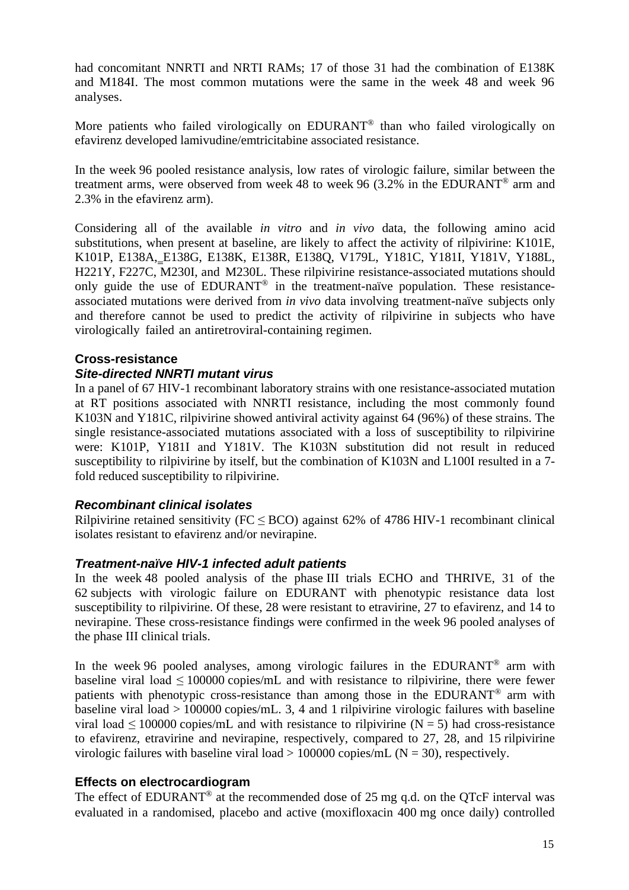had concomitant NNRTI and NRTI RAMs; 17 of those 31 had the combination of E138K and M184I. The most common mutations were the same in the week 48 and week 96 analyses.

More patients who failed virologically on EDURANT® than who failed virologically on efavirenz developed lamivudine/emtricitabine associated resistance.

In the week 96 pooled resistance analysis, low rates of virologic failure, similar between the treatment arms, were observed from week 48 to week 96 (3.2% in the EDURANT® arm and 2.3% in the efavirenz arm).

Considering all of the available *in vitro* and *in vivo* data, the following amino acid substitutions, when present at baseline, are likely to affect the activity of rilpivirine: K101E, K101P, E138A, E138G, E138K, E138R, E138Q, V179L, Y181C, Y181I, Y181V, Y188L, H221Y, F227C, M230I, and M230L. These rilpivirine resistance-associated mutations should only guide the use of EDURANT® in the treatment-naïve population. These resistance-associated mutations were derived from *in vivo* data involving treatment-naïve subjects only and therefore cannot be used to predict the activity of rilpivirine in subjects who have virologically failed an antiretroviral-containing regimen.

**Cross-resistance**

***Site-directed NNRTI mutant virus***

In a panel of 67 HIV-1 recombinant laboratory strains with one resistance-associated mutation at RT positions associated with NNRTI resistance, including the most commonly found K103N and Y181C, rilpivirine showed antiviral activity against 64 (96%) of these strains. The single resistance-associated mutations associated with a loss of susceptibility to rilpivirine were: K101P, Y181I and Y181V. The K103N substitution did not result in reduced susceptibility to rilpivirine by itself, but the combination of K103N and L100I resulted in a 7-fold reduced susceptibility to rilpivirine.

***Recombinant clinical isolates***

Rilpivirine retained sensitivity (FC ≤ BCO) against 62% of 4786 HIV-1 recombinant clinical isolates resistant to efavirenz and/or nevirapine.

***Treatment-naïve HIV-1 infected adult patients***

In the week 48 pooled analysis of the phase III trials ECHO and THRIVE, 31 of the 62 subjects with virologic failure on EDURANT with phenotypic resistance data lost susceptibility to rilpivirine. Of these, 28 were resistant to etravirine, 27 to efavirenz, and 14 to nevirapine. These cross-resistance findings were confirmed in the week 96 pooled analyses of the phase III clinical trials.

In the week 96 pooled analyses, among virologic failures in the EDURANT® arm with baseline viral load ≤ 100000 copies/mL and with resistance to rilpivirine, there were fewer patients with phenotypic cross-resistance than among those in the EDURANT® arm with baseline viral load > 100000 copies/mL. 3, 4 and 1 rilpivirine virologic failures with baseline viral load ≤ 100000 copies/mL and with resistance to rilpivirine (N = 5) had cross-resistance to efavirenz, etravirine and nevirapine, respectively, compared to 27, 28, and 15 rilpivirine virologic failures with baseline viral load > 100000 copies/mL (N = 30), respectively.

**Effects on electrocardiogram**

The effect of EDURANT® at the recommended dose of 25 mg q.d. on the QTcF interval was evaluated in a randomised, placebo and active (moxifloxacin 400 mg once daily) controlled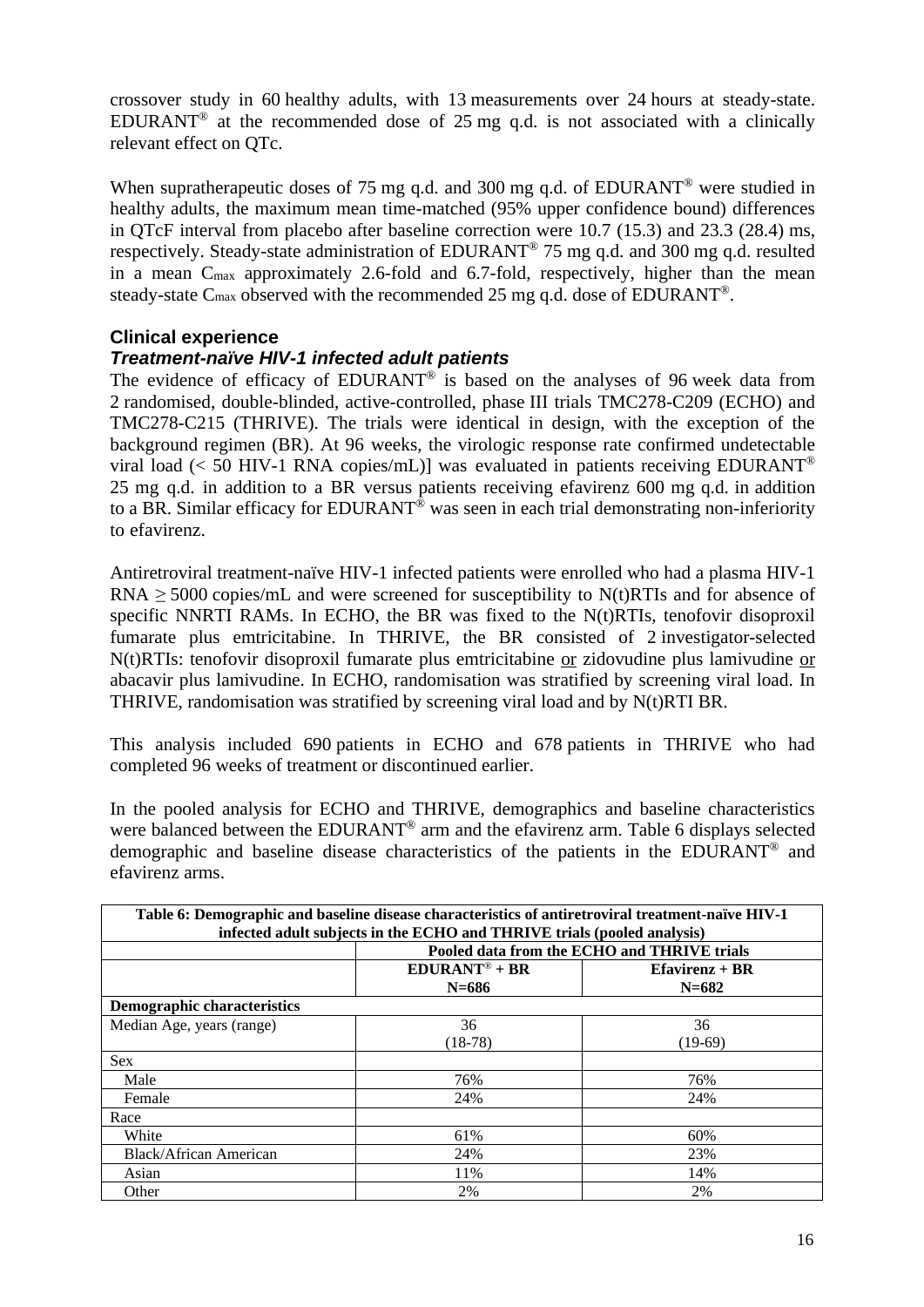crossover study in 60 healthy adults, with 13 measurements over 24 hours at steady-state. EDURANT® at the recommended dose of 25 mg q.d. is not associated with a clinically relevant effect on QTc.

When supratherapeutic doses of 75 mg q.d. and 300 mg q.d. of EDURANT® were studied in healthy adults, the maximum mean time-matched (95% upper confidence bound) differences in QTcF interval from placebo after baseline correction were 10.7 (15.3) and 23.3 (28.4) ms, respectively. Steady-state administration of EDURANT® 75 mg q.d. and 300 mg q.d. resulted in a mean $C_{max}$ approximately 2.6-fold and 6.7-fold, respectively, higher than the mean steady-state $C_{max}$ observed with the recommended 25 mg q.d. dose of EDURANT®.

## Clinical experience

### *Treatment-naïve HIV-1 infected adult patients*

The evidence of efficacy of EDURANT® is based on the analyses of 96 week data from 2 randomised, double-blinded, active-controlled, phase III trials TMC278-C209 (ECHO) and TMC278-C215 (THRIVE). The trials were identical in design, with the exception of the background regimen (BR). At 96 weeks, the virologic response rate confirmed undetectable viral load (< 50 HIV-1 RNA copies/mL)] was evaluated in patients receiving EDURANT® 25 mg q.d. in addition to a BR versus patients receiving efavirenz 600 mg q.d. in addition to a BR. Similar efficacy for EDURANT® was seen in each trial demonstrating non-inferiority to efavirenz.

Antiretroviral treatment-naïve HIV-1 infected patients were enrolled who had a plasma HIV-1 RNA ≥ 5000 copies/mL and were screened for susceptibility to N(t)RTIs and for absence of specific NNRTI RAMs. In ECHO, the BR was fixed to the N(t)RTIs, tenofovir disoproxil fumarate plus emtricitabine. In THRIVE, the BR consisted of 2 investigator-selected N(t)RTIs: tenofovir disoproxil fumarate plus emtricitabine or zidovudine plus lamivudine or abacavir plus lamivudine. In ECHO, randomisation was stratified by screening viral load. In THRIVE, randomisation was stratified by screening viral load and by N(t)RTI BR.

This analysis included 690 patients in ECHO and 678 patients in THRIVE who had completed 96 weeks of treatment or discontinued earlier.

In the pooled analysis for ECHO and THRIVE, demographics and baseline characteristics were balanced between the EDURANT® arm and the efavirenz arm. Table 6 displays selected demographic and baseline disease characteristics of the patients in the EDURANT® and efavirenz arms.

**Table 6: Demographic and baseline disease characteristics of antiretroviral treatment-naïve HIV-1 infected adult subjects in the ECHO and THRIVE trials (pooled analysis)**

| | **Pooled data from the ECHO and THRIVE trials** | |
|---|---|---|
| | **EDURANT® + BR N=686** | **Efavirenz + BR N=682** |
| **Demographic characteristics** | | |
| Median Age, years (range) | 36 (18-78) | 36 (19-69) |
| Sex | | |
| Male | 76% | 76% |
| Female | 24% | 24% |
| Race | | |
| White | 61% | 60% |
| Black/African American | 24% | 23% |
| Asian | 11% | 14% |
| Other | 2% | 2% |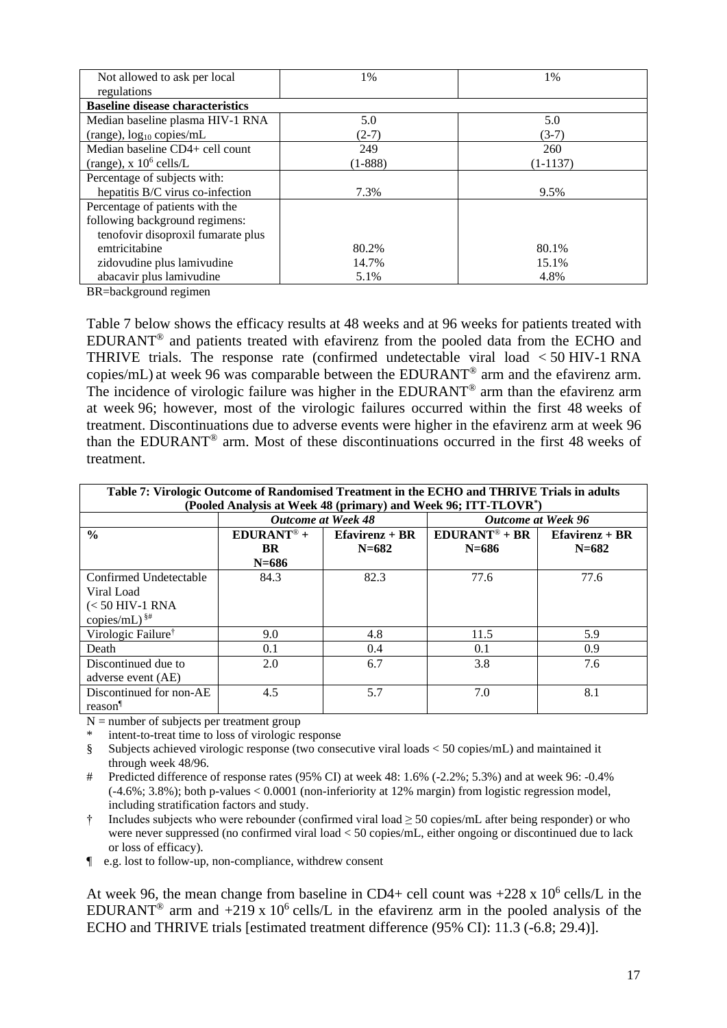| | | |
|---|---|---|
| Not allowed to ask per local regulations | 1% | 1% |
| **Baseline disease characteristics** | | |
| Median baseline plasma HIV-1 RNA (range), $\log_{10}$ copies/mL | 5.0 (2-7) | 5.0 (3-7) |
| Median baseline CD4+ cell count (range), x $10^6$ cells/L | 249 (1-888) | 260 (1-1137) |
| Percentage of subjects with: hepatitis B/C virus co-infection | 7.3% | 9.5% |
| Percentage of patients with the following background regimens: | | |
| tenofovir disoproxil fumarate plus emtricitabine | 80.2% | 80.1% |
| zidovudine plus lamivudine | 14.7% | 15.1% |
| abacavir plus lamivudine | 5.1% | 4.8% |

BR=background regimen

Table 7 below shows the efficacy results at 48 weeks and at 96 weeks for patients treated with EDURANT® and patients treated with efavirenz from the pooled data from the ECHO and THRIVE trials. The response rate (confirmed undetectable viral load < 50 HIV-1 RNA copies/mL) at week 96 was comparable between the EDURANT® arm and the efavirenz arm. The incidence of virologic failure was higher in the EDURANT® arm than the efavirenz arm at week 96; however, most of the virologic failures occurred within the first 48 weeks of treatment. Discontinuations due to adverse events were higher in the efavirenz arm at week 96 than the EDURANT® arm. Most of these discontinuations occurred in the first 48 weeks of treatment.

**Table 7: Virologic Outcome of Randomised Treatment in the ECHO and THRIVE Trials in adults (Pooled Analysis at Week 48 (primary) and Week 96; ITT-TLOVR*)**

| | *Outcome at Week 48* | | *Outcome at Week 96* | |
|---|---|---|---|---|
| **%** | **EDURANT® + BR N=686** | **Efavirenz + BR N=682** | **EDURANT® + BR N=686** | **Efavirenz + BR N=682** |
| Confirmed Undetectable Viral Load (< 50 HIV-1 RNA copies/mL) §# | 84.3 | 82.3 | 77.6 | 77.6 |
| Virologic Failure† | 9.0 | 4.8 | 11.5 | 5.9 |
| Death | 0.1 | 0.4 | 0.1 | 0.9 |
| Discontinued due to adverse event (AE) | 2.0 | 6.7 | 3.8 | 7.6 |
| Discontinued for non-AE reason¶ | 4.5 | 5.7 | 7.0 | 8.1 |

N = number of subjects per treatment group

\* intent-to-treat time to loss of virologic response

§ Subjects achieved virologic response (two consecutive viral loads < 50 copies/mL) and maintained it through week 48/96.

\# Predicted difference of response rates (95% CI) at week 48: 1.6% (-2.2%; 5.3%) and at week 96: -0.4% (-4.6%; 3.8%); both p-values < 0.0001 (non-inferiority at 12% margin) from logistic regression model, including stratification factors and study.

† Includes subjects who were rebounder (confirmed viral load ≥ 50 copies/mL after being responder) or who were never suppressed (no confirmed viral load < 50 copies/mL, either ongoing or discontinued due to lack or loss of efficacy).

¶ e.g. lost to follow-up, non-compliance, withdrew consent

At week 96, the mean change from baseline in CD4+ cell count was +228 x $10^6$ cells/L in the EDURANT® arm and +219 x $10^6$ cells/L in the efavirenz arm in the pooled analysis of the ECHO and THRIVE trials [estimated treatment difference (95% CI): 11.3 (-6.8; 29.4)].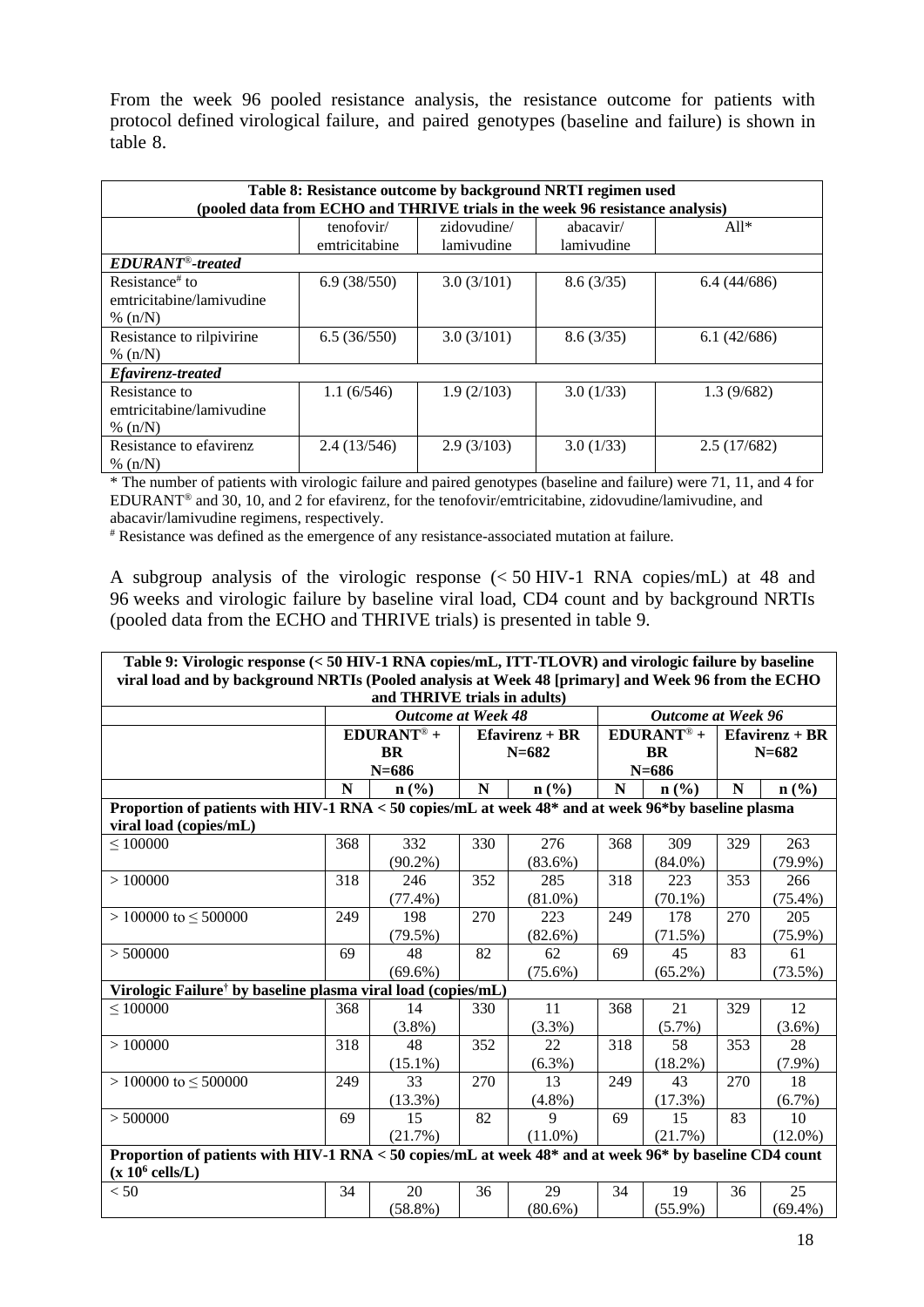From the week 96 pooled resistance analysis, the resistance outcome for patients with protocol defined virological failure, and paired genotypes (baseline and failure) is shown in table 8.

| **Table 8: Resistance outcome by background NRTI regimen used (pooled data from ECHO and THRIVE trials in the week 96 resistance analysis)** | | | | |
|---|---|---|---|---|
| | tenofovir/ emtricitabine | zidovudine/ lamivudine | abacavir/ lamivudine | All* |
| ***EDURANT®-treated*** | | | | |
| Resistance[#] to emtricitabine/lamivudine % (n/N) | 6.9 (38/550) | 3.0 (3/101) | 8.6 (3/35) | 6.4 (44/686) |
| Resistance to rilpivirine % (n/N) | 6.5 (36/550) | 3.0 (3/101) | 8.6 (3/35) | 6.1 (42/686) |
| ***Efavirenz-treated*** | | | | |
| Resistance to emtricitabine/lamivudine % (n/N) | 1.1 (6/546) | 1.9 (2/103) | 3.0 (1/33) | 1.3 (9/682) |
| Resistance to efavirenz % (n/N) | 2.4 (13/546) | 2.9 (3/103) | 3.0 (1/33) | 2.5 (17/682) |

\* The number of patients with virologic failure and paired genotypes (baseline and failure) were 71, 11, and 4 for EDURANT® and 30, 10, and 2 for efavirenz, for the tenofovir/emtricitabine, zidovudine/lamivudine, and abacavir/lamivudine regimens, respectively.
[#] Resistance was defined as the emergence of any resistance-associated mutation at failure.

A subgroup analysis of the virologic response (< 50 HIV-1 RNA copies/mL) at 48 and 96 weeks and virologic failure by baseline viral load, CD4 count and by background NRTIs (pooled data from the ECHO and THRIVE trials) is presented in table 9.

| **Table 9: Virologic response (< 50 HIV-1 RNA copies/mL, ITT-TLOVR) and virologic failure by baseline viral load and by background NRTIs (Pooled analysis at Week 48 [primary] and Week 96 from the ECHO and THRIVE trials in adults)** | | | | | | | | |
|---|---|---|---|---|---|---|---|---|
| | ***Outcome at Week 48*** | | | | ***Outcome at Week 96*** | | | |
| | **EDURANT® + BR N=686** | | **Efavirenz + BR N=682** | | **EDURANT® + BR N=686** | | **Efavirenz + BR N=682** | |
| | **N** | **n (%)** | **N** | **n (%)** | **N** | **n (%)** | **N** | **n (%)** |
| **Proportion of patients with HIV-1 RNA < 50 copies/mL at week 48* and at week 96*by baseline plasma viral load (copies/mL)** | | | | | | | | |
| ≤ 100000 | 368 | 332 (90.2%) | 330 | 276 (83.6%) | 368 | 309 (84.0%) | 329 | 263 (79.9%) |
| > 100000 | 318 | 246 (77.4%) | 352 | 285 (81.0%) | 318 | 223 (70.1%) | 353 | 266 (75.4%) |
| > 100000 to ≤ 500000 | 249 | 198 (79.5%) | 270 | 223 (82.6%) | 249 | 178 (71.5%) | 270 | 205 (75.9%) |
| > 500000 | 69 | 48 (69.6%) | 82 | 62 (75.6%) | 69 | 45 (65.2%) | 83 | 61 (73.5%) |
| **Virologic Failure[†] by baseline plasma viral load (copies/mL)** | | | | | | | | |
| ≤ 100000 | 368 | 14 (3.8%) | 330 | 11 (3.3%) | 368 | 21 (5.7%) | 329 | 12 (3.6%) |
| > 100000 | 318 | 48 (15.1%) | 352 | 22 (6.3%) | 318 | 58 (18.2%) | 353 | 28 (7.9%) |
| > 100000 to ≤ 500000 | 249 | 33 (13.3%) | 270 | 13 (4.8%) | 249 | 43 (17.3%) | 270 | 18 (6.7%) |
| > 500000 | 69 | 15 (21.7%) | 82 | 9 (11.0%) | 69 | 15 (21.7%) | 83 | 10 (12.0%) |
| **Proportion of patients with HIV-1 RNA < 50 copies/mL at week 48* and at week 96* by baseline CD4 count (x $10^6$ cells/L)** | | | | | | | | |
| < 50 | 34 | 20 (58.8%) | 36 | 29 (80.6%) | 34 | 19 (55.9%) | 36 | 25 (69.4%) |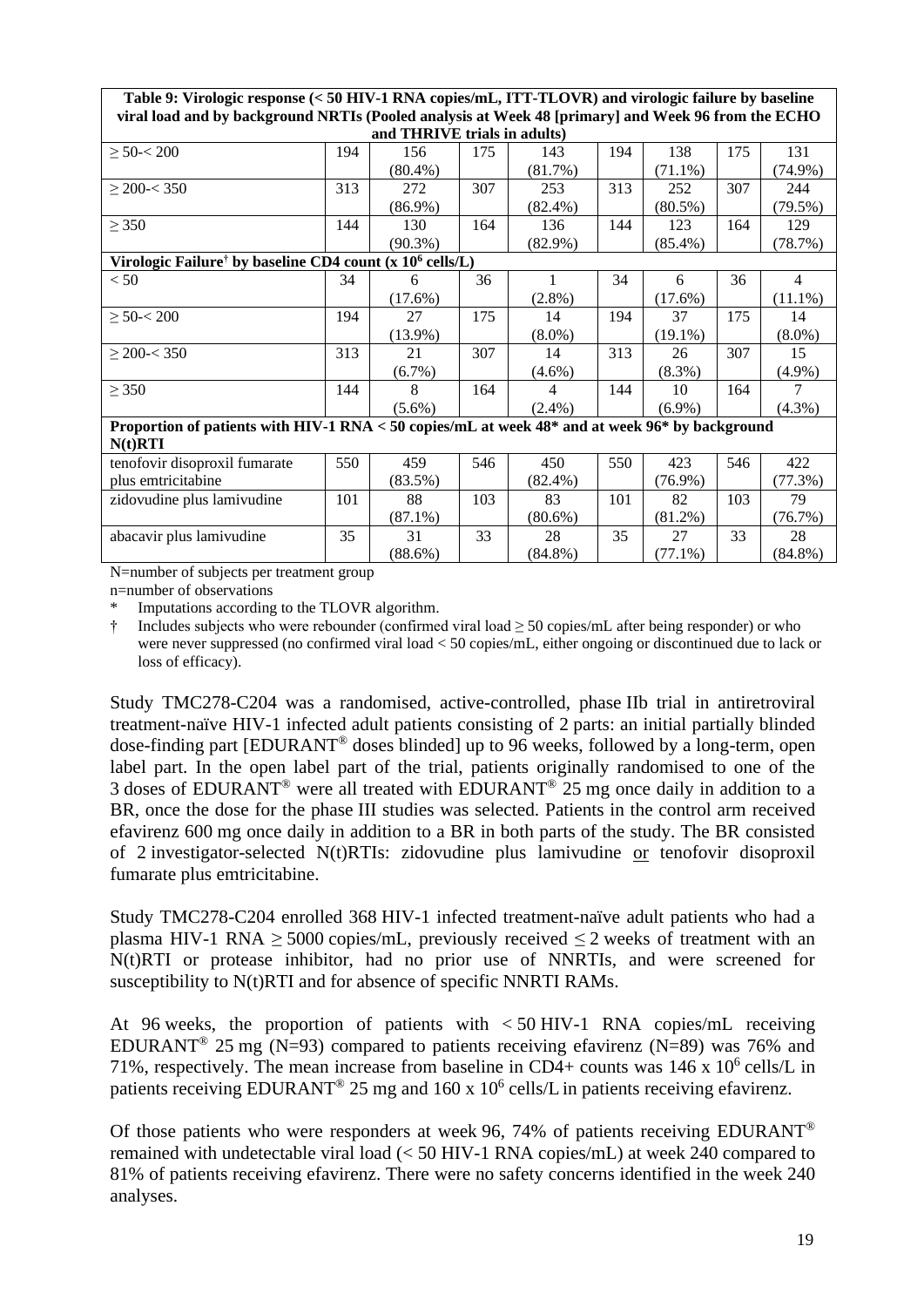| Table 9: Virologic response (< 50 HIV-1 RNA copies/mL, ITT-TLOVR) and virologic failure by baseline viral load and by background NRTIs (Pooled analysis at Week 48 [primary] and Week 96 from the ECHO and THRIVE trials in adults) | | | | | | | | |
|---|---|---|---|---|---|---|---|---|
| ≥ 50-< 200 | 194 | 156 (80.4%) | 175 | 143 (81.7%) | 194 | 138 (71.1%) | 175 | 131 (74.9%) |
| ≥ 200-< 350 | 313 | 272 (86.9%) | 307 | 253 (82.4%) | 313 | 252 (80.5%) | 307 | 244 (79.5%) |
| ≥ 350 | 144 | 130 (90.3%) | 164 | 136 (82.9%) | 144 | 123 (85.4%) | 164 | 129 (78.7%) |
| **Virologic Failure† by baseline CD4 count (x $10^6$ cells/L)** | | | | | | | | |
| < 50 | 34 | 6 (17.6%) | 36 | 1 (2.8%) | 34 | 6 (17.6%) | 36 | 4 (11.1%) |
| ≥ 50-< 200 | 194 | 27 (13.9%) | 175 | 14 (8.0%) | 194 | 37 (19.1%) | 175 | 14 (8.0%) |
| ≥ 200-< 350 | 313 | 21 (6.7%) | 307 | 14 (4.6%) | 313 | 26 (8.3%) | 307 | 15 (4.9%) |
| ≥ 350 | 144 | 8 (5.6%) | 164 | 4 (2.4%) | 144 | 10 (6.9%) | 164 | 7 (4.3%) |
| **Proportion of patients with HIV-1 RNA < 50 copies/mL at week 48* and at week 96* by background N(t)RTI** | | | | | | | | |
| tenofovir disoproxil fumarate plus emtricitabine | 550 | 459 (83.5%) | 546 | 450 (82.4%) | 550 | 423 (76.9%) | 546 | 422 (77.3%) |
| zidovudine plus lamivudine | 101 | 88 (87.1%) | 103 | 83 (80.6%) | 101 | 82 (81.2%) | 103 | 79 (76.7%) |
| abacavir plus lamivudine | 35 | 31 (88.6%) | 33 | 28 (84.8%) | 35 | 27 (77.1%) | 33 | 28 (84.8%) |

N=number of subjects per treatment group
n=number of observations
\* Imputations according to the TLOVR algorithm.
† Includes subjects who were rebounder (confirmed viral load ≥ 50 copies/mL after being responder) or who were never suppressed (no confirmed viral load < 50 copies/mL, either ongoing or discontinued due to lack or loss of efficacy).

Study TMC278-C204 was a randomised, active-controlled, phase IIb trial in antiretroviral treatment-naïve HIV-1 infected adult patients consisting of 2 parts: an initial partially blinded dose-finding part [EDURANT® doses blinded] up to 96 weeks, followed by a long-term, open label part. In the open label part of the trial, patients originally randomised to one of the 3 doses of EDURANT® were all treated with EDURANT® 25 mg once daily in addition to a BR, once the dose for the phase III studies was selected. Patients in the control arm received efavirenz 600 mg once daily in addition to a BR in both parts of the study. The BR consisted of 2 investigator-selected N(t)RTIs: zidovudine plus lamivudine <u>or</u> tenofovir disoproxil fumarate plus emtricitabine.

Study TMC278-C204 enrolled 368 HIV-1 infected treatment-naïve adult patients who had a plasma HIV-1 RNA ≥ 5000 copies/mL, previously received ≤ 2 weeks of treatment with an N(t)RTI or protease inhibitor, had no prior use of NNRTIs, and were screened for susceptibility to N(t)RTI and for absence of specific NNRTI RAMs.

At 96 weeks, the proportion of patients with < 50 HIV-1 RNA copies/mL receiving EDURANT® 25 mg (N=93) compared to patients receiving efavirenz (N=89) was 76% and 71%, respectively. The mean increase from baseline in CD4+ counts was 146 x $10^6$ cells/L in patients receiving EDURANT® 25 mg and 160 x $10^6$ cells/L in patients receiving efavirenz.

Of those patients who were responders at week 96, 74% of patients receiving EDURANT® remained with undetectable viral load (< 50 HIV-1 RNA copies/mL) at week 240 compared to 81% of patients receiving efavirenz. There were no safety concerns identified in the week 240 analyses.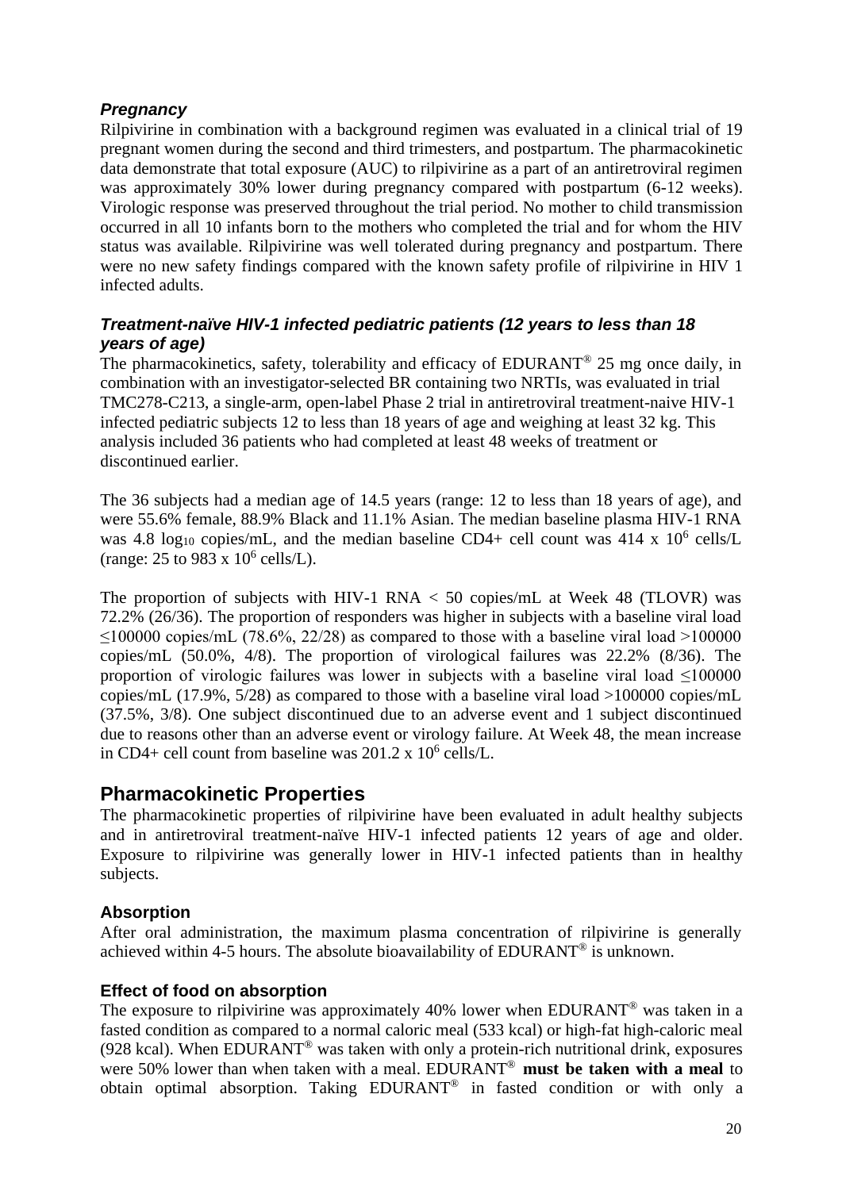### *Pregnancy*

Rilpivirine in combination with a background regimen was evaluated in a clinical trial of 19 pregnant women during the second and third trimesters, and postpartum. The pharmacokinetic data demonstrate that total exposure (AUC) to rilpivirine as a part of an antiretroviral regimen was approximately 30% lower during pregnancy compared with postpartum (6-12 weeks). Virologic response was preserved throughout the trial period. No mother to child transmission occurred in all 10 infants born to the mothers who completed the trial and for whom the HIV status was available. Rilpivirine was well tolerated during pregnancy and postpartum. There were no new safety findings compared with the known safety profile of rilpivirine in HIV 1 infected adults.

### *Treatment-naïve HIV-1 infected pediatric patients (12 years to less than 18 years of age)*

The pharmacokinetics, safety, tolerability and efficacy of EDURANT® 25 mg once daily, in combination with an investigator-selected BR containing two NRTIs, was evaluated in trial TMC278-C213, a single-arm, open-label Phase 2 trial in antiretroviral treatment-naive HIV-1 infected pediatric subjects 12 to less than 18 years of age and weighing at least 32 kg. This analysis included 36 patients who had completed at least 48 weeks of treatment or discontinued earlier.

The 36 subjects had a median age of 14.5 years (range: 12 to less than 18 years of age), and were 55.6% female, 88.9% Black and 11.1% Asian. The median baseline plasma HIV-1 RNA was 4.8 $\log_{10}$ copies/mL, and the median baseline CD4+ cell count was 414 x $10^6$ cells/L (range: 25 to 983 x $10^6$ cells/L).

The proportion of subjects with HIV-1 RNA < 50 copies/mL at Week 48 (TLOVR) was 72.2% (26/36). The proportion of responders was higher in subjects with a baseline viral load ≤100000 copies/mL (78.6%, 22/28) as compared to those with a baseline viral load >100000 copies/mL (50.0%, 4/8). The proportion of virological failures was 22.2% (8/36). The proportion of virologic failures was lower in subjects with a baseline viral load ≤100000 copies/mL (17.9%, 5/28) as compared to those with a baseline viral load >100000 copies/mL (37.5%, 3/8). One subject discontinued due to an adverse event and 1 subject discontinued due to reasons other than an adverse event or virology failure. At Week 48, the mean increase in CD4+ cell count from baseline was 201.2 x $10^6$ cells/L.

## Pharmacokinetic Properties

The pharmacokinetic properties of rilpivirine have been evaluated in adult healthy subjects and in antiretroviral treatment-naïve HIV-1 infected patients 12 years of age and older. Exposure to rilpivirine was generally lower in HIV-1 infected patients than in healthy subjects.

### Absorption

After oral administration, the maximum plasma concentration of rilpivirine is generally achieved within 4-5 hours. The absolute bioavailability of EDURANT® is unknown.

### Effect of food on absorption

The exposure to rilpivirine was approximately 40% lower when EDURANT® was taken in a fasted condition as compared to a normal caloric meal (533 kcal) or high-fat high-caloric meal (928 kcal). When EDURANT® was taken with only a protein-rich nutritional drink, exposures were 50% lower than when taken with a meal. EDURANT® **must be taken with a meal** to obtain optimal absorption. Taking EDURANT® in fasted condition or with only a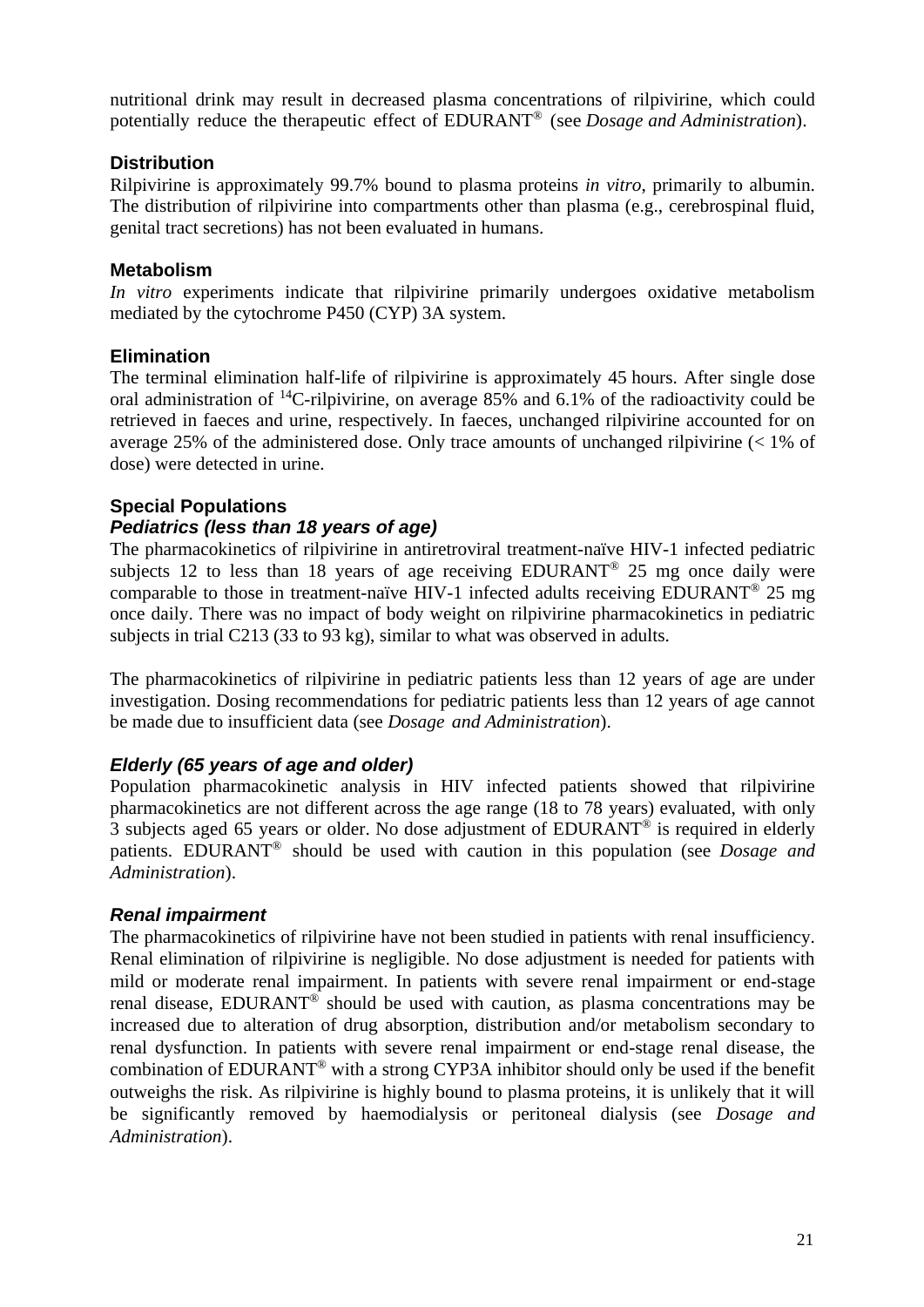nutritional drink may result in decreased plasma concentrations of rilpivirine, which could potentially reduce the therapeutic effect of EDURANT® (see *Dosage and Administration*).

### Distribution

Rilpivirine is approximately 99.7% bound to plasma proteins *in vitro*, primarily to albumin. The distribution of rilpivirine into compartments other than plasma (e.g., cerebrospinal fluid, genital tract secretions) has not been evaluated in humans.

### Metabolism

*In vitro* experiments indicate that rilpivirine primarily undergoes oxidative metabolism mediated by the cytochrome P450 (CYP) 3A system.

### Elimination

The terminal elimination half-life of rilpivirine is approximately 45 hours. After single dose oral administration of $^{14}$C-rilpivirine, on average 85% and 6.1% of the radioactivity could be retrieved in faeces and urine, respectively. In faeces, unchanged rilpivirine accounted for on average 25% of the administered dose. Only trace amounts of unchanged rilpivirine (< 1% of dose) were detected in urine.

### Special Populations

#### *Pediatrics (less than 18 years of age)*

The pharmacokinetics of rilpivirine in antiretroviral treatment-naïve HIV-1 infected pediatric subjects 12 to less than 18 years of age receiving EDURANT® 25 mg once daily were comparable to those in treatment-naïve HIV-1 infected adults receiving EDURANT® 25 mg once daily. There was no impact of body weight on rilpivirine pharmacokinetics in pediatric subjects in trial C213 (33 to 93 kg), similar to what was observed in adults.

The pharmacokinetics of rilpivirine in pediatric patients less than 12 years of age are under investigation. Dosing recommendations for pediatric patients less than 12 years of age cannot be made due to insufficient data (see *Dosage and Administration*).

#### *Elderly (65 years of age and older)*

Population pharmacokinetic analysis in HIV infected patients showed that rilpivirine pharmacokinetics are not different across the age range (18 to 78 years) evaluated, with only 3 subjects aged 65 years or older. No dose adjustment of EDURANT® is required in elderly patients. EDURANT® should be used with caution in this population (see *Dosage and Administration*).

#### *Renal impairment*

The pharmacokinetics of rilpivirine have not been studied in patients with renal insufficiency. Renal elimination of rilpivirine is negligible. No dose adjustment is needed for patients with mild or moderate renal impairment. In patients with severe renal impairment or end-stage renal disease, EDURANT® should be used with caution, as plasma concentrations may be increased due to alteration of drug absorption, distribution and/or metabolism secondary to renal dysfunction. In patients with severe renal impairment or end-stage renal disease, the combination of EDURANT® with a strong CYP3A inhibitor should only be used if the benefit outweighs the risk. As rilpivirine is highly bound to plasma proteins, it is unlikely that it will be significantly removed by haemodialysis or peritoneal dialysis (see *Dosage and Administration*).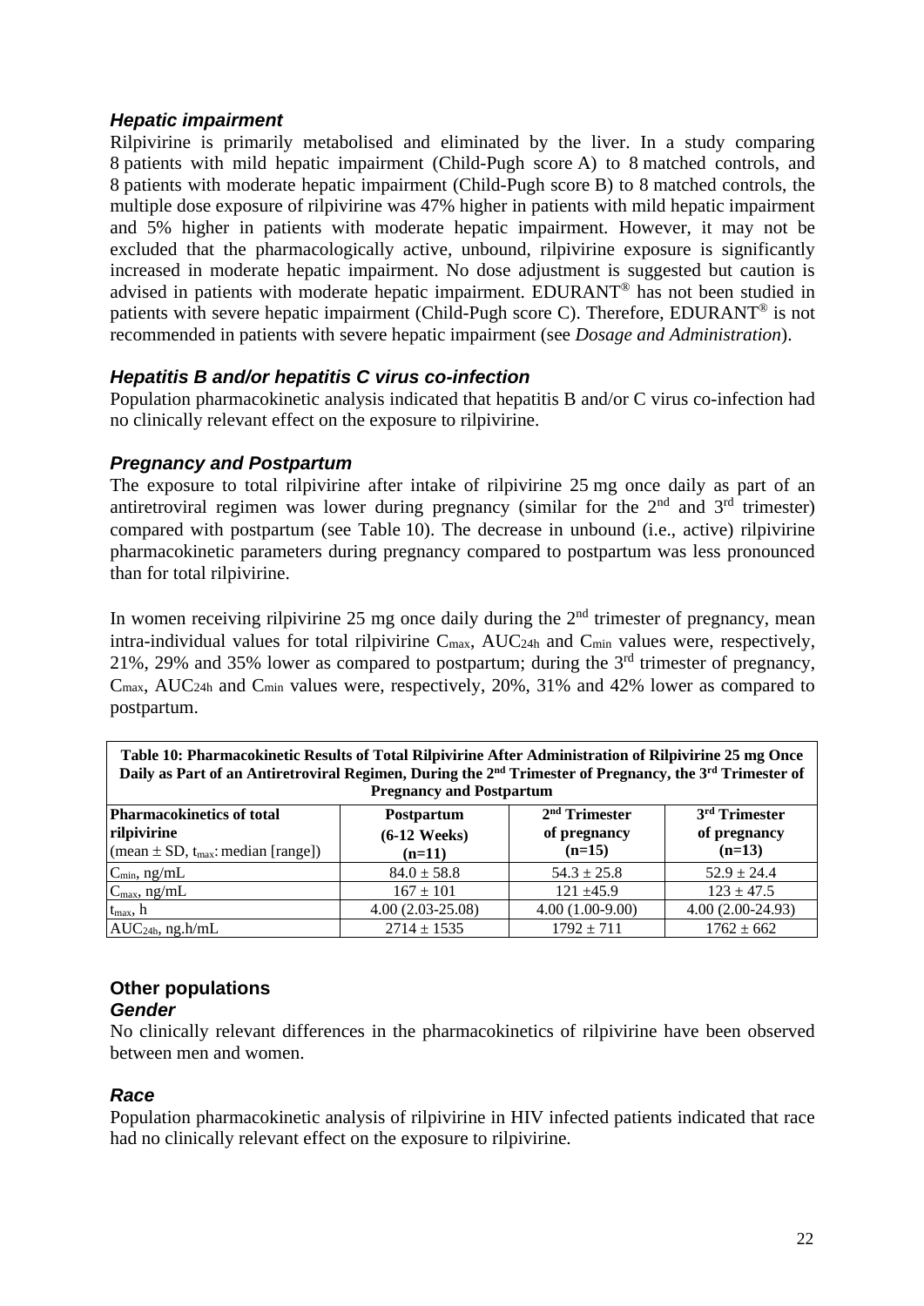### *Hepatic impairment*

Rilpivirine is primarily metabolised and eliminated by the liver. In a study comparing 8 patients with mild hepatic impairment (Child-Pugh score A) to 8 matched controls, and 8 patients with moderate hepatic impairment (Child-Pugh score B) to 8 matched controls, the multiple dose exposure of rilpivirine was 47% higher in patients with mild hepatic impairment and 5% higher in patients with moderate hepatic impairment. However, it may not be excluded that the pharmacologically active, unbound, rilpivirine exposure is significantly increased in moderate hepatic impairment. No dose adjustment is suggested but caution is advised in patients with moderate hepatic impairment. EDURANT® has not been studied in patients with severe hepatic impairment (Child-Pugh score C). Therefore, EDURANT® is not recommended in patients with severe hepatic impairment (see *Dosage and Administration*).

### *Hepatitis B and/or hepatitis C virus co-infection*

Population pharmacokinetic analysis indicated that hepatitis B and/or C virus co-infection had no clinically relevant effect on the exposure to rilpivirine.

### *Pregnancy and Postpartum*

The exposure to total rilpivirine after intake of rilpivirine 25 mg once daily as part of an antiretroviral regimen was lower during pregnancy (similar for the 2nd and 3rd trimester) compared with postpartum (see Table 10). The decrease in unbound (i.e., active) rilpivirine pharmacokinetic parameters during pregnancy compared to postpartum was less pronounced than for total rilpivirine.

In women receiving rilpivirine 25 mg once daily during the 2nd trimester of pregnancy, mean intra-individual values for total rilpivirine $C_{max}$, $AUC_{24h}$ and $C_{min}$ values were, respectively, 21%, 29% and 35% lower as compared to postpartum; during the 3rd trimester of pregnancy, $C_{max}$, $AUC_{24h}$ and $C_{min}$ values were, respectively, 20%, 31% and 42% lower as compared to postpartum.

**Table 10: Pharmacokinetic Results of Total Rilpivirine After Administration of Rilpivirine 25 mg Once Daily as Part of an Antiretroviral Regimen, During the 2nd Trimester of Pregnancy, the 3rd Trimester of Pregnancy and Postpartum**

| Pharmacokinetics of total rilpivirine (mean ± SD, $t_{max}$: median [range]) | Postpartum (6-12 Weeks) (n=11) | 2nd Trimester of pregnancy (n=15) | 3rd Trimester of pregnancy (n=13) |
|---|---|---|---|
| $C_{min}$, ng/mL | 84.0 ± 58.8 | 54.3 ± 25.8 | 52.9 ± 24.4 |
| $C_{max}$, ng/mL | 167 ± 101 | 121 ±45.9 | 123 ± 47.5 |
| $t_{max}$, h | 4.00 (2.03-25.08) | 4.00 (1.00-9.00) | 4.00 (2.00-24.93) |
| $AUC_{24h}$, ng.h/mL | 2714 ± 1535 | 1792 ± 711 | 1762 ± 662 |

## Other populations

### *Gender*

No clinically relevant differences in the pharmacokinetics of rilpivirine have been observed between men and women.

### *Race*

Population pharmacokinetic analysis of rilpivirine in HIV infected patients indicated that race had no clinically relevant effect on the exposure to rilpivirine.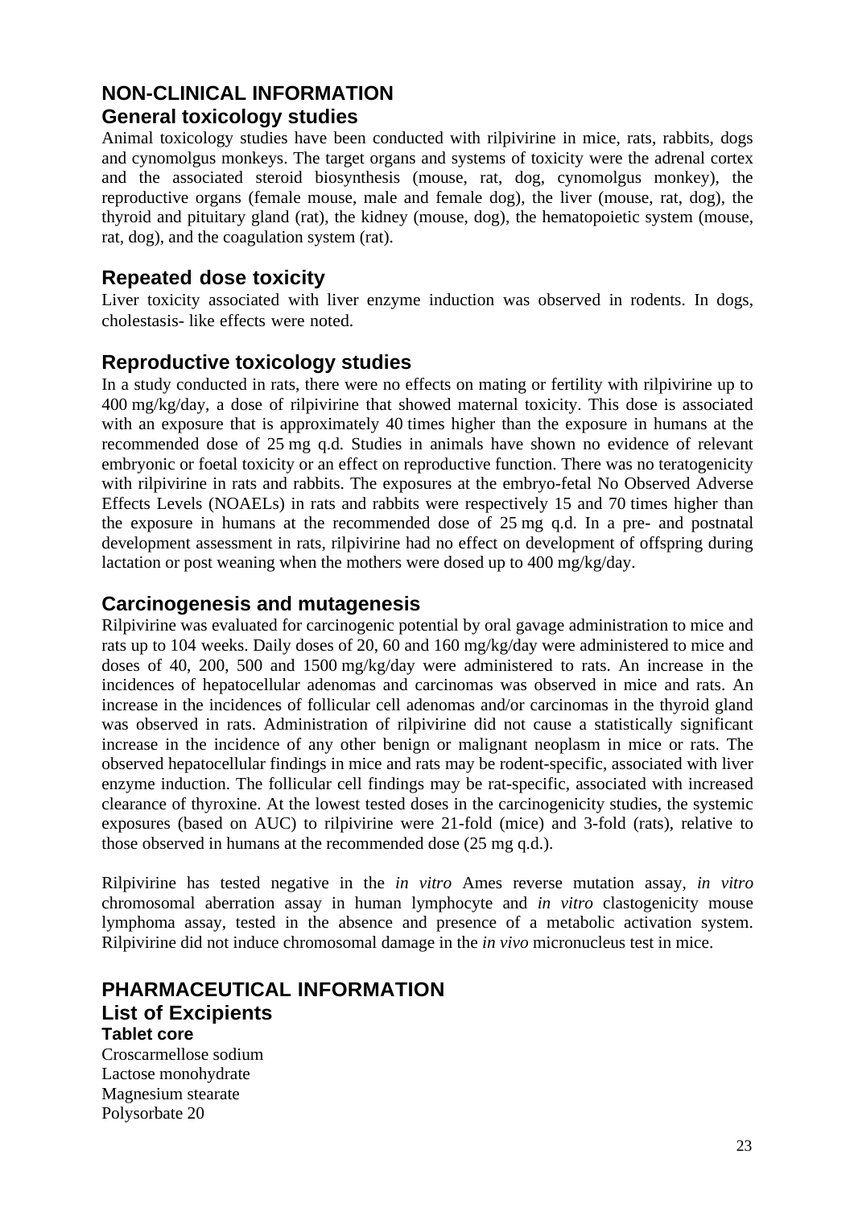# NON-CLINICAL INFORMATION

## General toxicology studies

Animal toxicology studies have been conducted with rilpivirine in mice, rats, rabbits, dogs and cynomolgus monkeys. The target organs and systems of toxicity were the adrenal cortex and the associated steroid biosynthesis (mouse, rat, dog, cynomolgus monkey), the reproductive organs (female mouse, male and female dog), the liver (mouse, rat, dog), the thyroid and pituitary gland (rat), the kidney (mouse, dog), the hematopoietic system (mouse, rat, dog), and the coagulation system (rat).

## Repeated dose toxicity

Liver toxicity associated with liver enzyme induction was observed in rodents. In dogs, cholestasis- like effects were noted.

## Reproductive toxicology studies

In a study conducted in rats, there were no effects on mating or fertility with rilpivirine up to 400 mg/kg/day, a dose of rilpivirine that showed maternal toxicity. This dose is associated with an exposure that is approximately 40 times higher than the exposure in humans at the recommended dose of 25 mg q.d. Studies in animals have shown no evidence of relevant embryonic or foetal toxicity or an effect on reproductive function. There was no teratogenicity with rilpivirine in rats and rabbits. The exposures at the embryo-fetal No Observed Adverse Effects Levels (NOAELs) in rats and rabbits were respectively 15 and 70 times higher than the exposure in humans at the recommended dose of 25 mg q.d. In a pre- and postnatal development assessment in rats, rilpivirine had no effect on development of offspring during lactation or post weaning when the mothers were dosed up to 400 mg/kg/day.

## Carcinogenesis and mutagenesis

Rilpivirine was evaluated for carcinogenic potential by oral gavage administration to mice and rats up to 104 weeks. Daily doses of 20, 60 and 160 mg/kg/day were administered to mice and doses of 40, 200, 500 and 1500 mg/kg/day were administered to rats. An increase in the incidences of hepatocellular adenomas and carcinomas was observed in mice and rats. An increase in the incidences of follicular cell adenomas and/or carcinomas in the thyroid gland was observed in rats. Administration of rilpivirine did not cause a statistically significant increase in the incidence of any other benign or malignant neoplasm in mice or rats. The observed hepatocellular findings in mice and rats may be rodent-specific, associated with liver enzyme induction. The follicular cell findings may be rat-specific, associated with increased clearance of thyroxine. At the lowest tested doses in the carcinogenicity studies, the systemic exposures (based on AUC) to rilpivirine were 21-fold (mice) and 3-fold (rats), relative to those observed in humans at the recommended dose (25 mg q.d.).

Rilpivirine has tested negative in the *in vitro* Ames reverse mutation assay, *in vitro* chromosomal aberration assay in human lymphocyte and *in vitro* clastogenicity mouse lymphoma assay, tested in the absence and presence of a metabolic activation system. Rilpivirine did not induce chromosomal damage in the *in vivo* micronucleus test in mice.

# PHARMACEUTICAL INFORMATION

## List of Excipients

### Tablet core

Croscarmellose sodium  
Lactose monohydrate  
Magnesium stearate  
Polysorbate 20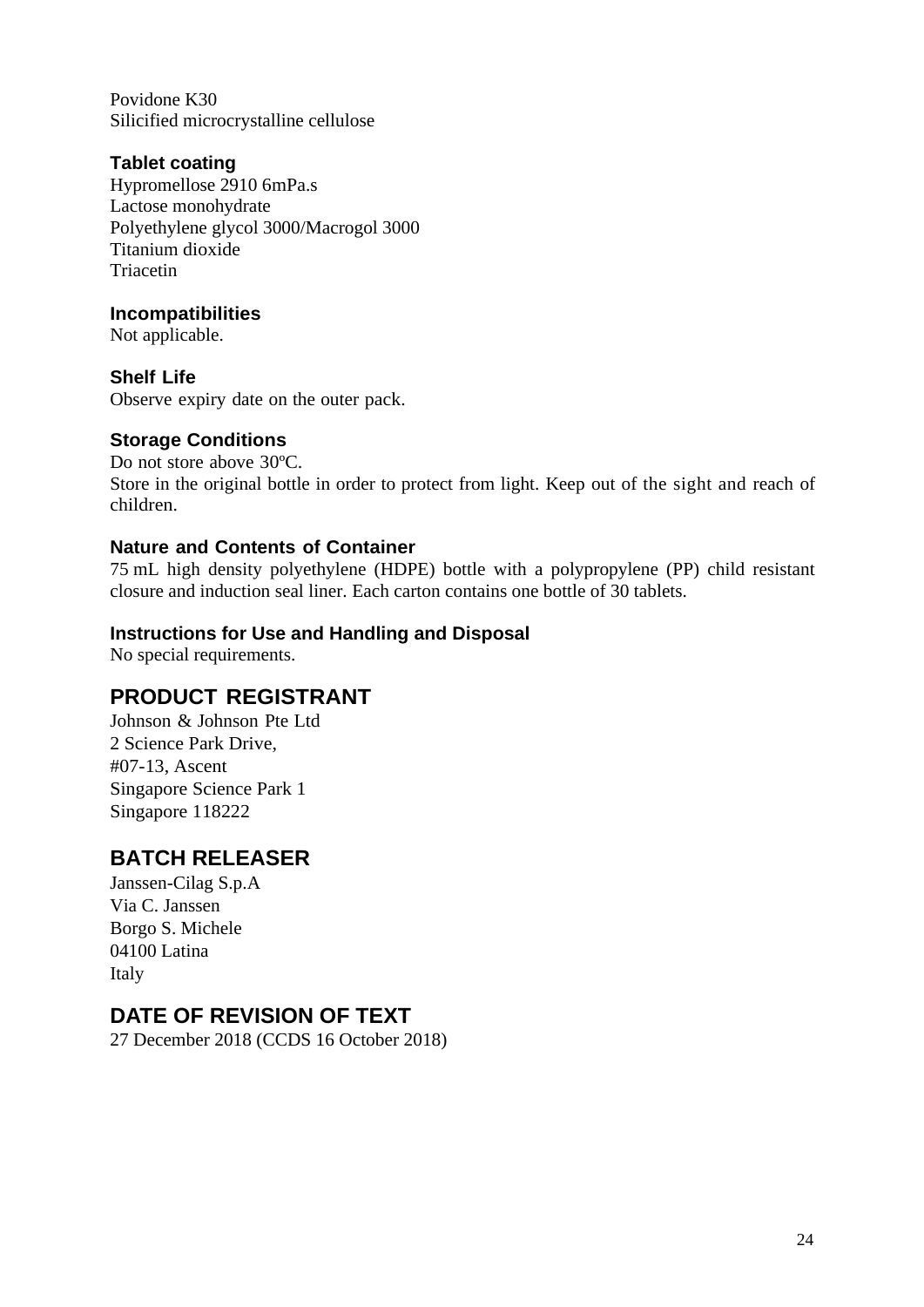Povidone K30
Silicified microcrystalline cellulose

### Tablet coating

Hypromellose 2910 6mPa.s
Lactose monohydrate
Polyethylene glycol 3000/Macrogol 3000
Titanium dioxide
Triacetin

### Incompatibilities

Not applicable.

### Shelf Life

Observe expiry date on the outer pack.

### Storage Conditions

Do not store above 30ºC.
Store in the original bottle in order to protect from light. Keep out of the sight and reach of children.

### Nature and Contents of Container

75 mL high density polyethylene (HDPE) bottle with a polypropylene (PP) child resistant closure and induction seal liner. Each carton contains one bottle of 30 tablets.

### Instructions for Use and Handling and Disposal

No special requirements.

## PRODUCT REGISTRANT

Johnson & Johnson Pte Ltd
2 Science Park Drive,
#07-13, Ascent
Singapore Science Park 1
Singapore 118222

## BATCH RELEASER

Janssen-Cilag S.p.A
Via C. Janssen
Borgo S. Michele
04100 Latina
Italy

## DATE OF REVISION OF TEXT

27 December 2018 (CCDS 16 October 2018)